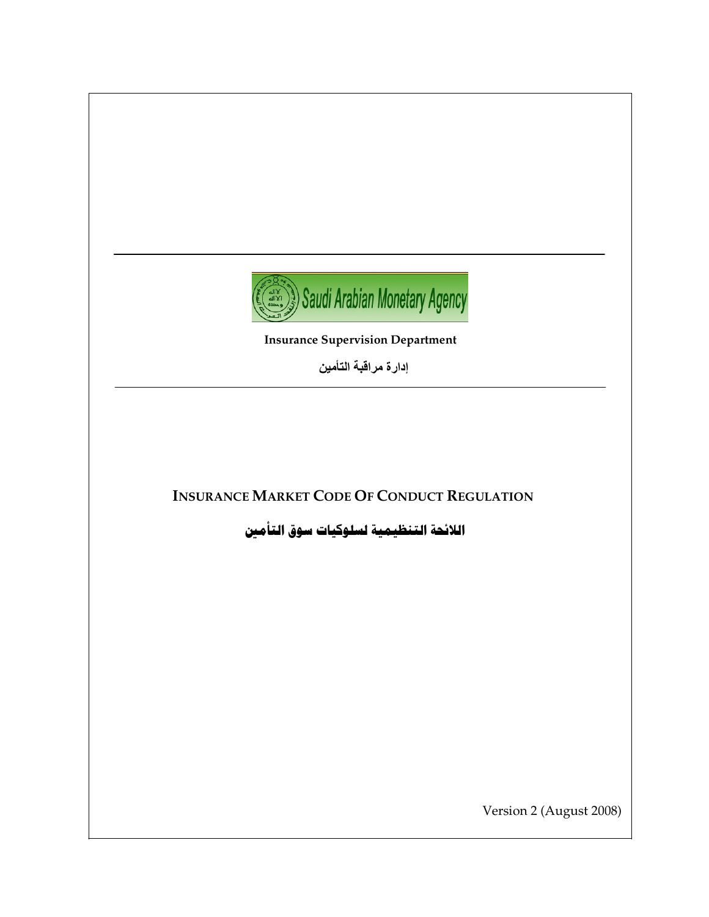Saudi Arabian Monetary Agency

**Insurance Supervision Department**

**إدارة مراقبة التأمين**

# INSURANCE MARKET CODE OF CONDUCT REGULATION

# اللائحة التنظيمية لسلوكيات سوق التأمين

Version 2 (August 2008)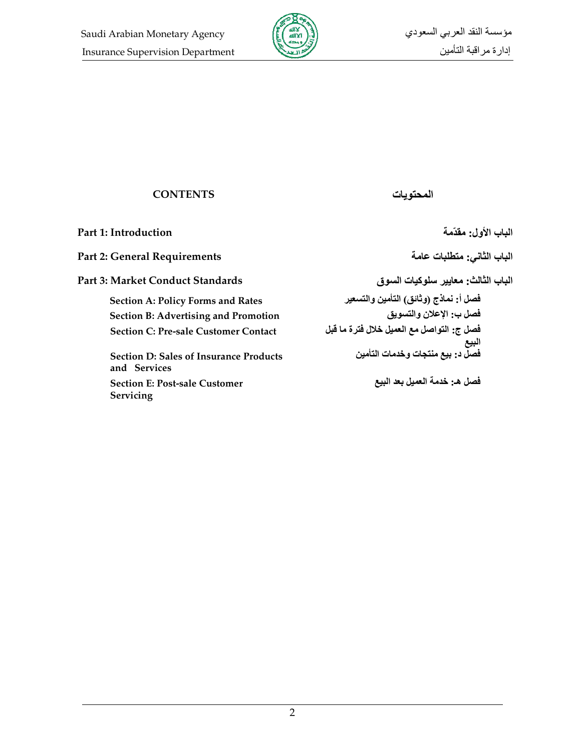## CONTENTS

## المحتويات

**Part 1: Introduction** — **الباب الأول: مقدّمة**

**Part 2: General Requirements** — **الباب الثاني: متطلبات عامة**

**Part 3: Market Conduct Standards** — **الباب الثالث: معايير سلوكيات السوق**

- **Section A: Policy Forms and Rates** — **فصل أ: نماذج (وثائق) التأمين والتسعير**
- **Section B: Advertising and Promotion** — **فصل ب: الإعلان والتسويق**
- **Section C: Pre-sale Customer Contact** — **فصل ج: التواصل مع العميل خلال فترة ما قبل البيع**
- **Section D: Sales of Insurance Products and Services** — **فصل د: بيع منتجات وخدمات التأمين**
- **Section E: Post-sale Customer Servicing** — **فصل هـ: خدمة العميل بعد البيع**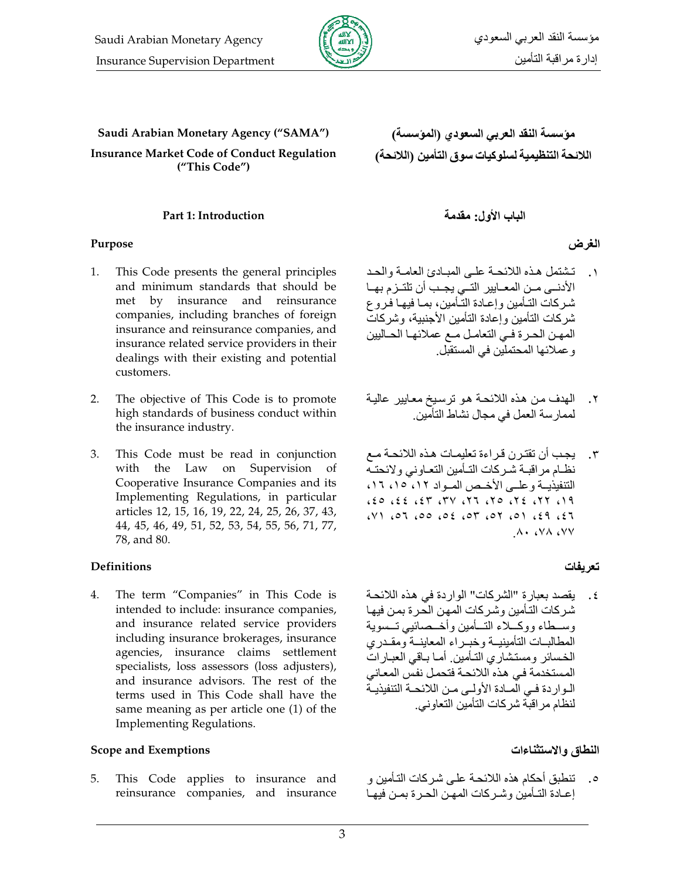**Saudi Arabian Monetary Agency ("SAMA")**

**Insurance Market Code of Conduct Regulation ("This Code")**

**مؤسسة النقد العربي السعودي (المؤسسة)**

**اللائحة التنظيمية لسلوكيات سوق التأمين (اللائحة)**

## Part 1: Introduction

## الباب الأول: مقدمة

### Purpose

1. This Code presents the general principles and minimum standards that should be met by insurance and reinsurance companies, including branches of foreign insurance and reinsurance companies, and insurance related service providers in their dealings with their existing and potential customers.

2. The objective of This Code is to promote high standards of business conduct within the insurance industry.

3. This Code must be read in conjunction with the Law on Supervision of Cooperative Insurance Companies and its Implementing Regulations, in particular articles 12, 15, 16, 19, 22, 24, 25, 26, 37, 43, 44, 45, 46, 49, 51, 52, 53, 54, 55, 56, 71, 77, 78, and 80.

### الغرض

١. تشتمل هذه اللائحة على المبادئ العامة والحد الأدنى من المعايير التي يجب أن تلتزم بها شركات التأمين وإعادة التأمين، بما فيها فروع شركات التأمين وإعادة التأمين الأجنبية، وشركات المهن الحرة في التعامل مع عملائها الحاليين وعملائها المحتملين في المستقبل.

٢. الهدف من هذه اللائحة هو ترسيخ معايير عالية لممارسة العمل في مجال نشاط التأمين.

٣. يجب أن تقترن قراءة تعليمات هذه اللائحة مع نظام مراقبة شركات التأمين التعاوني ولائحته التنفيذية وعلى الأخص المواد ١٢، ١٥، ١٦، ١٩، ٢٢، ٢٤، ٢٥، ٢٦، ٣٧، ٤٣، ٤٤، ٤٥، ٤٦، ٤٩، ٥١، ٥٢، ٥٣، ٥٤، ٥٥، ٥٦، ٧١، ٧٧، ٧٨، ٨٠.

### Definitions

4. The term "Companies" in This Code is intended to include: insurance companies, and insurance related service providers including insurance brokerages, insurance agencies, insurance claims settlement specialists, loss assessors (loss adjusters), and insurance advisors. The rest of the terms used in This Code shall have the same meaning as per article one (1) of the Implementing Regulations.

### تعريفات

٤. يقصد بعبارة "الشركات" الواردة في هذه اللائحة شركات التأمين وشركات المهن الحرة بمن فيها وسطاء ووكلاء التأمين وأخصائيي تسوية المطالبات التأمينية وخبراء المعاينة ومقدري الخسائر ومستشاري التأمين. أما باقي العبارات المستخدمة في هذه اللائحة فتحمل نفس المعاني الواردة في المادة الأولى من اللائحة التنفيذية لنظام مراقبة شركات التأمين التعاوني.

### Scope and Exemptions

5. This Code applies to insurance and reinsurance companies, and insurance

### النطاق والاستثناءات

٥. تنطبق أحكام هذه اللائحة على شركات التأمين و إعادة التأمين وشركات المهن الحرة بمن فيها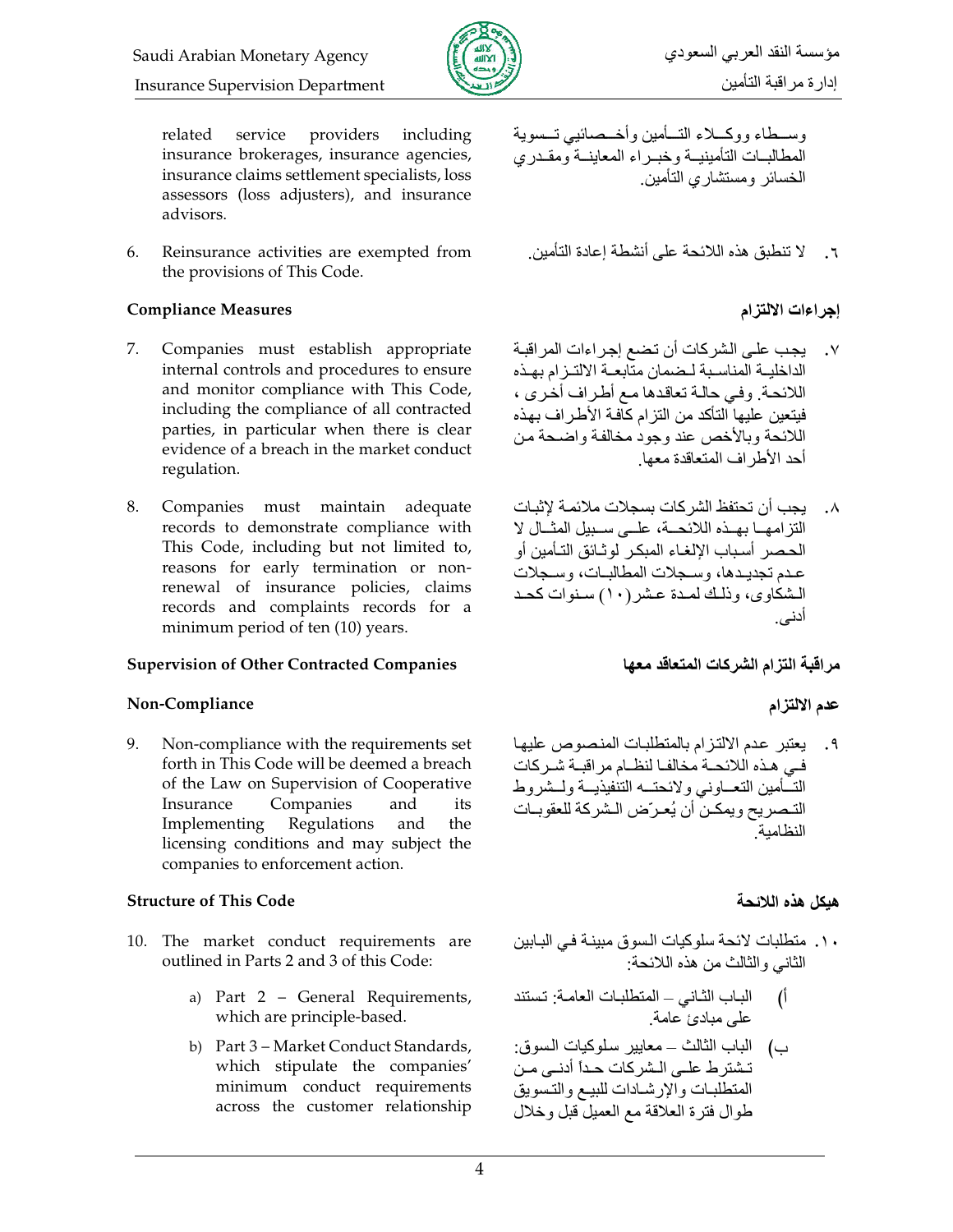related service providers including insurance brokerages, insurance agencies, insurance claims settlement specialists, loss assessors (loss adjusters), and insurance advisors.

وسطاء ووكلاء التأمين وأخصائيي تسوية المطالبات التأمينية وخبراء المعاينة ومقدري الخسائر ومستشاري التأمين.

6. Reinsurance activities are exempted from the provisions of This Code.

٦. لا تنطبق هذه اللائحة على أنشطة إعادة التأمين.

**Compliance Measures**

**إجراءات الالتزام**

7. Companies must establish appropriate internal controls and procedures to ensure and monitor compliance with This Code, including the compliance of all contracted parties, in particular when there is clear evidence of a breach in the market conduct regulation.

٧. يجب على الشركات أن تضع إجراءات المراقبة الداخلية المناسبة لضمان متابعة الالتزام بهذه اللائحة. وفي حالة تعاقدها مع أطراف أخرى ، فيتعين عليها التأكد من التزام كافة الأطراف بهذه اللائحة وبالأخص عند وجود مخالفة واضحة من أحد الأطراف المتعاقدة معها.

8. Companies must maintain adequate records to demonstrate compliance with This Code, including but not limited to, reasons for early termination or non-renewal of insurance policies, claims records and complaints records for a minimum period of ten (10) years.

٨. يجب أن تحتفظ الشركات بسجلات ملائمة لإثبات التزامها بهذه اللائحة، على سبيل المثال لا الحصر أسباب الإلغاء المبكر لوثائق التأمين أو عدم تجديدها، وسجلات المطالبات، وسجلات الشكاوى، وذلك لمدة عشر(١٠) سنوات كحد أدنى.

**Supervision of Other Contracted Companies**

**مراقبة التزام الشركات المتعاقد معها**

**Non-Compliance**

**عدم الالتزام**

9. Non-compliance with the requirements set forth in This Code will be deemed a breach of the Law on Supervision of Cooperative Insurance Companies and its Implementing Regulations and the licensing conditions and may subject the companies to enforcement action.

٩. يعتبر عدم الالتزام بالمتطلبات المنصوص عليها في هذه اللائحة مخالفا لنظام مراقبة شركات التأمين التعاوني ولائحته التنفيذية ولشروط التصريح ويمكن أن يُعرّض الشركة للعقوبات النظامية.

**Structure of This Code**

**هيكل هذه اللائحة**

10. The market conduct requirements are outlined in Parts 2 and 3 of this Code:

   a) Part 2 – General Requirements, which are principle-based.

   b) Part 3 – Market Conduct Standards, which stipulate the companies' minimum conduct requirements across the customer relationship

١٠. متطلبات لائحة سلوكيات السوق مبينة في البابين الثاني والثالث من هذه اللائحة:

   أ) الباب الثاني – المتطلبات العامة: تستند على مبادئ عامة.

   ب) الباب الثالث – معايير سلوكيات السوق: تشترط على الشركات حداً أدنى من المتطلبات والإرشادات للبيع والتسويق طوال فترة العلاقة مع العميل قبل وخلال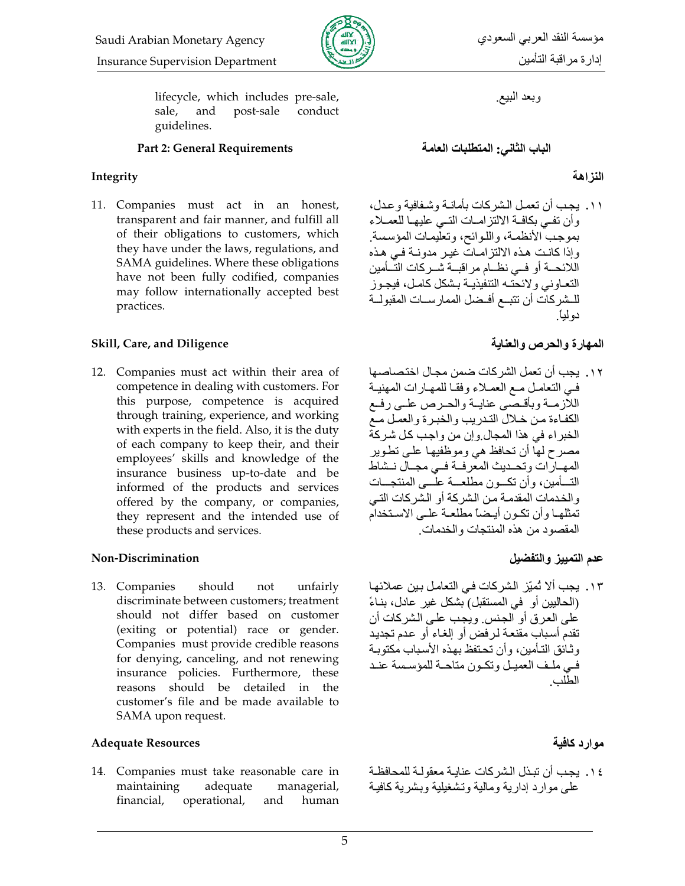lifecycle, which includes pre-sale, sale, and post-sale conduct guidelines.

وبعد البيع.

### Part 2: General Requirements

### الباب الثاني: المتطلبات العامة

#### Integrity

#### النزاهة

11. Companies must act in an honest, transparent and fair manner, and fulfill all of their obligations to customers, which they have under the laws, regulations, and SAMA guidelines. Where these obligations have not been fully codified, companies may follow internationally accepted best practices.

١١. يجب أن تعمل الشركات بأمانة وشفافية وعدل، وأن تفي بكافة الالتزامات التي عليها للعملاء بموجب الأنظمة، واللوائح، وتعليمات المؤسسة. وإذا كانت هذه الالتزامات غير مدونة في هذه اللائحة أو في نظام مراقبة شركات التأمين التعاوني ولائحته التنفيذية بشكل كامل، فيجوز للشركات أن تتبع أفضل الممارسات المقبولة دولياً.

#### Skill, Care, and Diligence

#### المهارة والحرص والعناية

12. Companies must act within their area of competence in dealing with customers. For this purpose, competence is acquired through training, experience, and working with experts in the field. Also, it is the duty of each company to keep their, and their employees' skills and knowledge of the insurance business up-to-date and be informed of the products and services offered by the company, or companies, they represent and the intended use of these products and services.

١٢. يجب أن تعمل الشركات ضمن مجال اختصاصها في التعامل مع العملاء وفقا للمهارات المهنية اللازمة وبأقصى عناية والحرص على رفع الكفاءة من خلال التدريب والخبرة والعمل مع الخبراء في هذا المجال.وإن من واجب كل شركة مصرح لها أن تحافظ هي وموظفيها على تطوير المهارات وتحديث المعرفة في مجال نشاط التأمين، وأن تكون مطلعة على المنتجات والخدمات المقدمة من الشركة أو الشركات التي تمثلها وأن تكون أيضاً مطلعة على الاستخدام المقصود من هذه المنتجات والخدمات.

#### Non-Discrimination

#### عدم التمييز والتفضيل

13. Companies should not unfairly discriminate between customers; treatment should not differ based on customer (exiting or potential) race or gender. Companies must provide credible reasons for denying, canceling, and not renewing insurance policies. Furthermore, these reasons should be detailed in the customer's file and be made available to SAMA upon request.

١٣. يجب ألا تُميّز الشركات في التعامل بين عملائها (الحاليين أو في المستقبل) بشكل غير عادل، بناءً على العرق أو الجنس. ويجب على الشركات أن تقدم أسباب مقنعة لرفض أو إلغاء أو عدم تجديد وثائق التأمين، وأن تحتفظ بهذه الأسباب مكتوبة في ملف العميل وتكون متاحة للمؤسسة عند الطلب.

#### Adequate Resources

#### موارد كافية

14. Companies must take reasonable care in maintaining adequate managerial, financial, operational, and human

١٤. يجب أن تبذل الشركات عناية معقولة للمحافظة على موارد إدارية ومالية وتشغيلية وبشرية كافية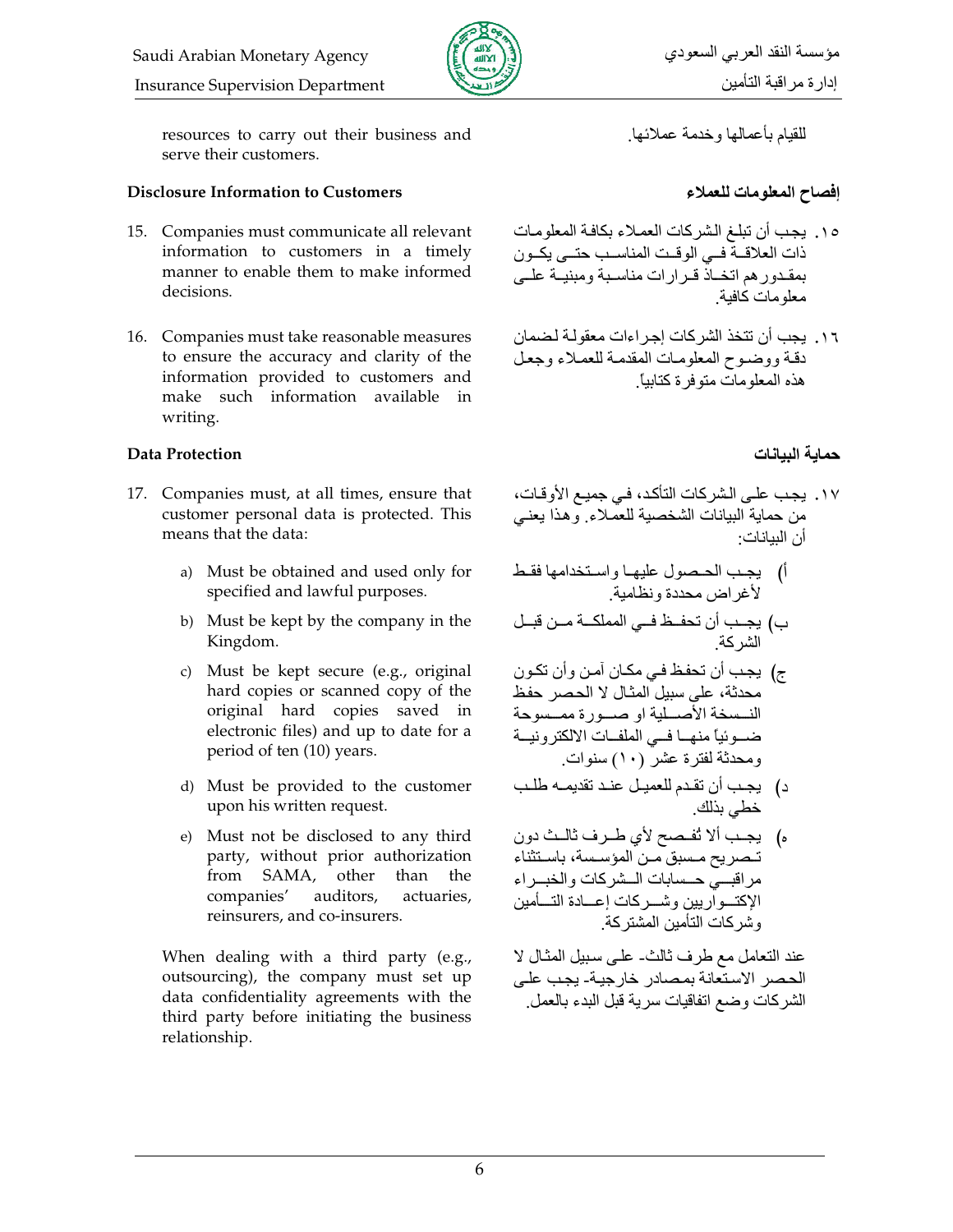resources to carry out their business and serve their customers.

للقيام بأعمالها وخدمة عملائها.

### Disclosure Information to Customers

### إفصاح المعلومات للعملاء

15. Companies must communicate all relevant information to customers in a timely manner to enable them to make informed decisions.

١٥. يجب أن تبلغ الشركات العملاء بكافة المعلومات ذات العلاقة في الوقت المناسب حتى يكون بمقدورهم اتخاذ قرارات مناسبة ومبنية على معلومات كافية.

16. Companies must take reasonable measures to ensure the accuracy and clarity of the information provided to customers and make such information available in writing.

١٦. يجب أن تتخذ الشركات إجراءات معقولة لضمان دقة ووضوح المعلومات المقدمة للعملاء وجعل هذه المعلومات متوفرة كتابياً.

### Data Protection

### حماية البيانات

17. Companies must, at all times, ensure that customer personal data is protected. This means that the data:

    a) Must be obtained and used only for specified and lawful purposes.

    b) Must be kept by the company in the Kingdom.

    c) Must be kept secure (e.g., original hard copies or scanned copy of the original hard copies saved in electronic files) and up to date for a period of ten (10) years.

    d) Must be provided to the customer upon his written request.

    e) Must not be disclosed to any third party, without prior authorization from SAMA, other than the companies' auditors, actuaries, reinsurers, and co-insurers.

    When dealing with a third party (e.g., outsourcing), the company must set up data confidentiality agreements with the third party before initiating the business relationship.

١٧. يجب على الشركات التأكد، في جميع الأوقات، من حماية البيانات الشخصية للعملاء. وهذا يعني أن البيانات:

أ) يجب الحصول عليها واستخدامها فقط لأغراض محددة ونظامية.

ب) يجب أن تحفظ في المملكة من قبل الشركة.

ج) يجب أن تحفظ في مكان آمن وأن تكون محدثة، على سبيل المثال لا الحصر حفظ النسخة الأصلية او صورة ممسوحة ضوئياً منها في الملفات الالكترونية ومحدثة لفترة عشر (١٠) سنوات.

د) يجب أن تقدم للعميل عند تقديمه طلب خطي بذلك.

ه) يجب ألا تُفصح لأي طرف ثالث دون تصريح مسبق من المؤسسة، باستثناء مراقبي حسابات الشركات والخبراء الإكتواريين وشركات إعادة التأمين وشركات التأمين المشتركة.

عند التعامل مع طرف ثالث- على سبيل المثال لا الحصر الاستعانة بمصادر خارجية- يجب على الشركات وضع اتفاقيات سرية قبل البدء بالعمل.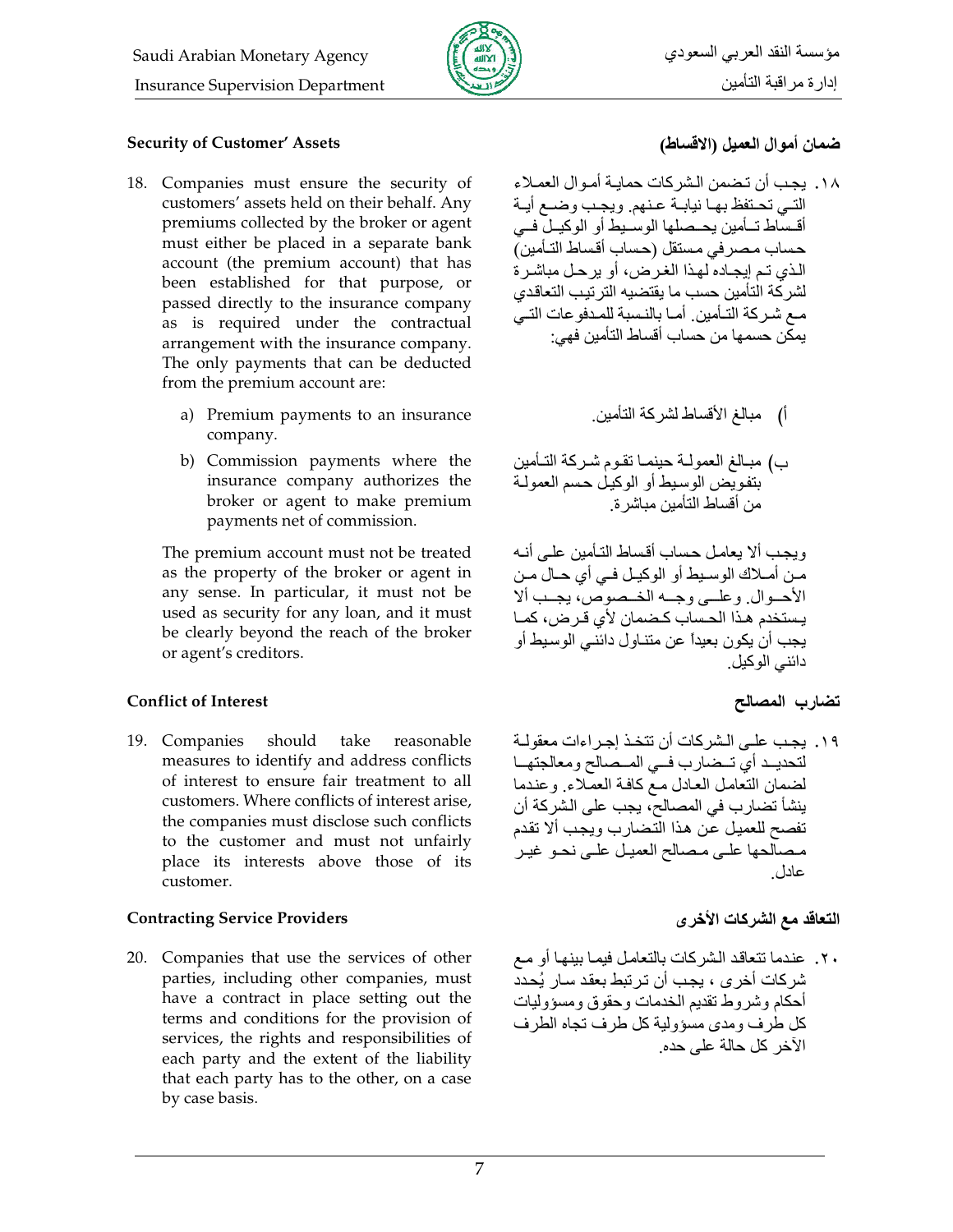### Security of Customer' Assets

18. Companies must ensure the security of customers' assets held on their behalf. Any premiums collected by the broker or agent must either be placed in a separate bank account (the premium account) that has been established for that purpose, or passed directly to the insurance company as is required under the contractual arrangement with the insurance company. The only payments that can be deducted from the premium account are:

    a) Premium payments to an insurance company.

    b) Commission payments where the insurance company authorizes the broker or agent to make premium payments net of commission.

    The premium account must not be treated as the property of the broker or agent in any sense. In particular, it must not be used as security for any loan, and it must be clearly beyond the reach of the broker or agent's creditors.

### Conflict of Interest

19. Companies should take reasonable measures to identify and address conflicts of interest to ensure fair treatment to all customers. Where conflicts of interest arise, the companies must disclose such conflicts to the customer and must not unfairly place its interests above those of its customer.

### Contracting Service Providers

20. Companies that use the services of other parties, including other companies, must have a contract in place setting out the terms and conditions for the provision of services, the rights and responsibilities of each party and the extent of the liability that each party has to the other, on a case by case basis.

### ضمان أموال العميل (الاقساط)

١٨. يجب أن تضمن الشركات حماية أموال العملاء التي تحتفظ بها نيابة عنهم. ويجب وضع أية أقساط تأمين يحصلها الوسيط أو الوكيل في حساب مصرفي مستقل (حساب أقساط التأمين) الذي تم إيجاده لهذا الغرض، أو يرحل مباشرة لشركة التأمين حسب ما يقتضيه الترتيب التعاقدي مع شركة التأمين. أما بالنسبة للمدفوعات التي يمكن حسمها من حساب أقساط التأمين فهي:

    أ) مبالغ الأقساط لشركة التأمين.

    ب) مبالغ العمولة حينما تقوم شركة التأمين بتفويض الوسيط أو الوكيل حسم العمولة من أقساط التأمين مباشرة.

    ويجب ألا يعامل حساب أقساط التأمين على أنه من أملاك الوسيط أو الوكيل في أي حال من الأحوال. وعلى وجه الخصوص، يجب ألا يستخدم هذا الحساب كضمان لأي قرض، كما يجب أن يكون بعيداً عن متناول دائني الوسيط أو دائني الوكيل.

### تضارب المصالح

١٩. يجب على الشركات أن تتخذ إجراءات معقولة لتحديد أي تضارب في المصالح ومعالجتها لضمان التعامل العادل مع كافة العملاء. وعندما ينشأ تضارب في المصالح، يجب على الشركة أن تفصح للعميل عن هذا التضارب ويجب ألا تقدم مصالحها على مصالح العميل على نحو غير عادل.

### التعاقد مع الشركات الأخرى

٢٠. عندما تتعاقد الشركات بالتعامل فيما بينها أو مع شركات أخرى ، يجب أن ترتبط بعقد سار يُحدد أحكام وشروط تقديم الخدمات وحقوق ومسؤوليات كل طرف ومدى مسؤولية كل طرف تجاه الطرف الآخر كل حالة على حده.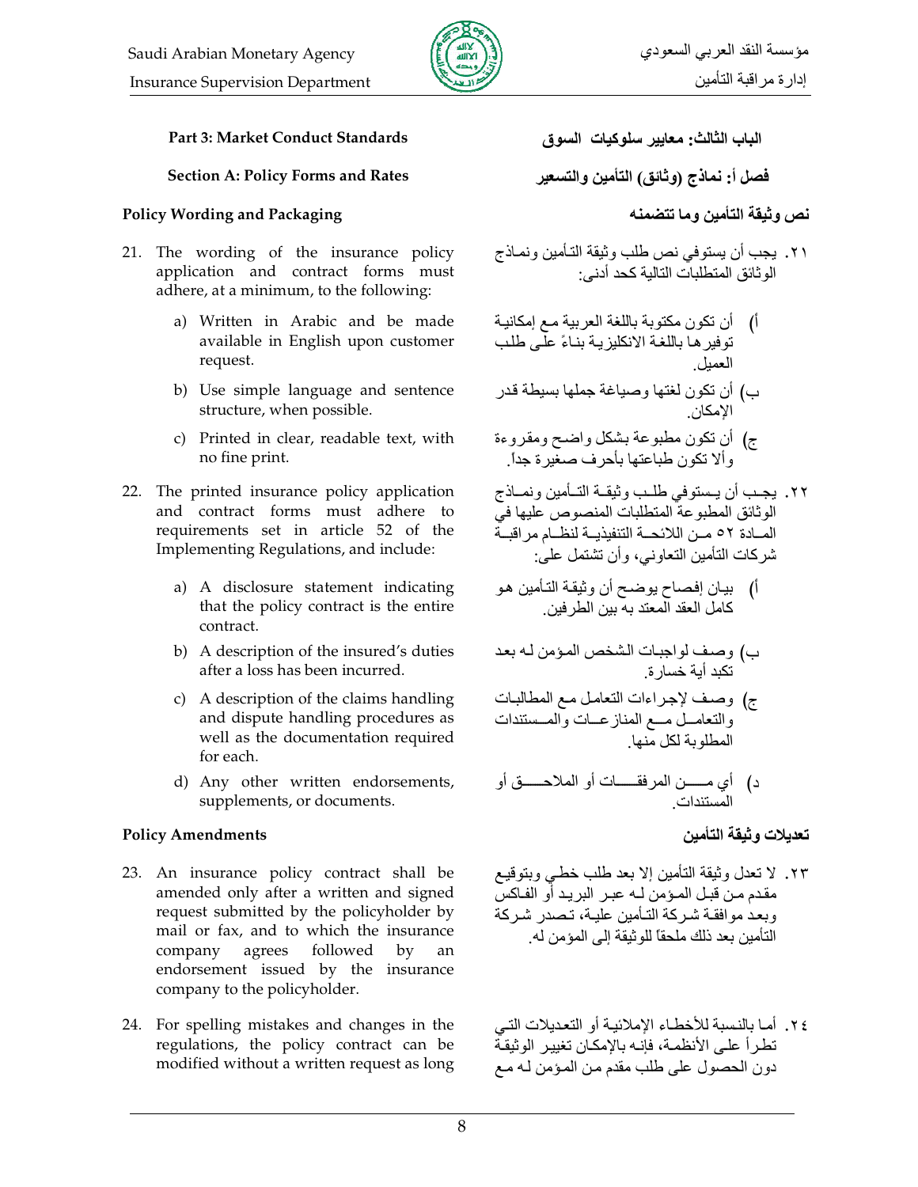**Part 3: Market Conduct Standards**

**الباب الثالث: معايير سلوكيات السوق**

**Section A: Policy Forms and Rates**

**فصل أ: نماذج (وثائق) التأمين والتسعير**

### Policy Wording and Packaging

### نص وثيقة التأمين وما تتضمنه

21. The wording of the insurance policy application and contract forms must adhere, at a minimum, to the following:
    a) Written in Arabic and be made available in English upon customer request.
    b) Use simple language and sentence structure, when possible.
    c) Printed in clear, readable text, with no fine print.

٢١. يجب أن يستوفي نص طلب وثيقة التأمين ونماذج الوثائق المتطلبات التالية كحد أدنى:

أ) أن تكون مكتوبة باللغة العربية مع إمكانية توفيرها باللغة الانكليزية بناءً على طلب العميل.

ب) أن تكون لغتها وصياغة جملها بسيطة قدر الإمكان.

ج) أن تكون مطبوعة بشكل واضح ومقروءة وألا تكون طباعتها بأحرف صغيرة جداً.

22. The printed insurance policy application and contract forms must adhere to requirements set in article 52 of the Implementing Regulations, and include:
    a) A disclosure statement indicating that the policy contract is the entire contract.
    b) A description of the insured's duties after a loss has been incurred.
    c) A description of the claims handling and dispute handling procedures as well as the documentation required for each.
    d) Any other written endorsements, supplements, or documents.

٢٢. يجب أن يستوفي طلب وثيقة التأمين ونماذج الوثائق المطبوعة المتطلبات المنصوص عليها في المادة ٥٢ من اللائحة التنفيذية لنظام مراقبة شركات التأمين التعاوني، وأن تشتمل على:

أ) بيان إفصاح يوضح أن وثيقة التأمين هو كامل العقد المعتد به بين الطرفين.

ب) وصف لواجبات الشخص المؤمن له بعد تكبد أية خسارة.

ج) وصف لإجراءات التعامل مع المطالبات والتعامل مع المنازعات والمستندات المطلوبة لكل منها.

د) أي من المرفقات أو الملاحق أو المستندات.

### Policy Amendments

### تعديلات وثيقة التأمين

23. An insurance policy contract shall be amended only after a written and signed request submitted by the policyholder by mail or fax, and to which the insurance company agrees followed by an endorsement issued by the insurance company to the policyholder.

٢٣. لا تعدل وثيقة التأمين إلا بعد طلب خطي وبتوقيع مقدم من قبل المؤمن له عبر البريد أو الفاكس وبعد موافقة شركة التأمين عليه، تصدر شركة التأمين بعد ذلك ملحقاً للوثيقة إلى المؤمن له.

24. For spelling mistakes and changes in the regulations, the policy contract can be modified without a written request as long

٢٤. أما بالنسبة للأخطاء الإملائية أو التعديلات التي تطرأ على الأنظمة، فإنه بالإمكان تغيير الوثيقة دون الحصول على طلب مقدم من المؤمن له مع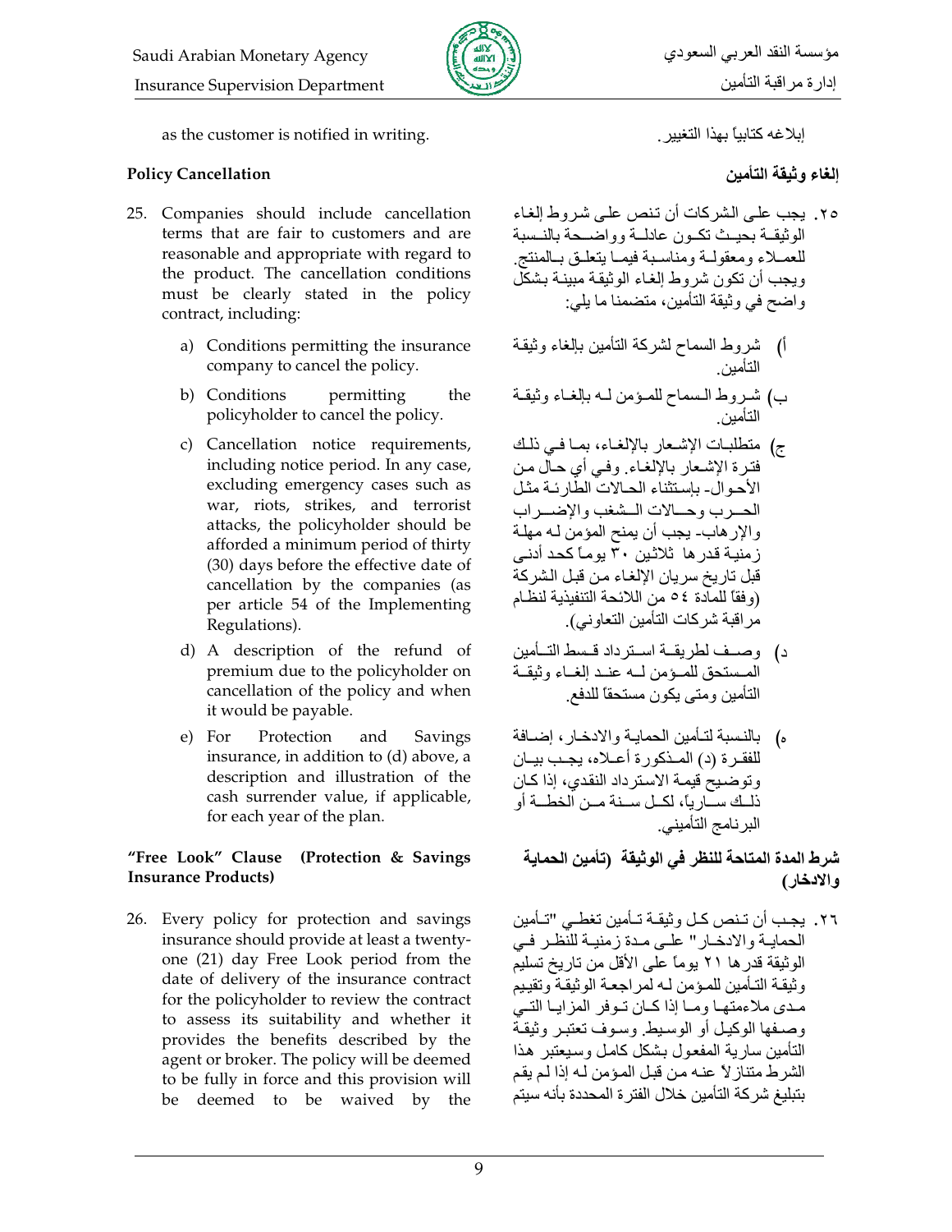as the customer is notified in writing.

إبلاغه كتابياً بهذا التغيير.

### Policy Cancellation

25. Companies should include cancellation terms that are fair to customers and are reasonable and appropriate with regard to the product. The cancellation conditions must be clearly stated in the policy contract, including:

    a) Conditions permitting the insurance company to cancel the policy.

    b) Conditions permitting the policyholder to cancel the policy.

    c) Cancellation notice requirements, including notice period. In any case, excluding emergency cases such as war, riots, strikes, and terrorist attacks, the policyholder should be afforded a minimum period of thirty (30) days before the effective date of cancellation by the companies (as per article 54 of the Implementing Regulations).

    d) A description of the refund of premium due to the policyholder on cancellation of the policy and when it would be payable.

    e) For Protection and Savings insurance, in addition to (d) above, a description and illustration of the cash surrender value, if applicable, for each year of the plan.

### إلغاء وثيقة التأمين

٢٥. يجب على الشركات أن تنص على شروط إلغاء الوثيقة بحيث تكون عادلة وواضحة بالنسبة للعملاء ومعقولة ومناسبة فيما يتعلق بالمنتج. ويجب أن تكون شروط إلغاء الوثيقة مبينة بشكل واضح في وثيقة التأمين، متضمنا ما يلي:

أ) شروط السماح لشركة التأمين بإلغاء وثيقة التأمين.

ب) شروط السماح للمؤمن له بإلغاء وثيقة التأمين.

ج) متطلبات الإشعار بالإلغاء، بما في ذلك فترة الإشعار بالإلغاء. وفي أي حال من الأحوال- بإستثناء الحالات الطارئة مثل الحرب وحالات الشغب والإضراب والإرهاب- يجب أن يمنح المؤمن له مهلة زمنية قدرها ثلاثين ٣٠ يوماً كحد أدنى قبل تاريخ سريان الإلغاء من قبل الشركة (وفقاً للمادة ٥٤ من اللائحة التنفيذية لنظام مراقبة شركات التأمين التعاوني).

د) وصف لطريقة استرداد قسط التأمين المستحق للمؤمن له عند إلغاء وثيقة التأمين ومتى يكون مستحقاً للدفع.

ه) بالنسبة لتأمين الحماية والادخار، إضافة للفقرة (د) المذكورة أعلاه، يجب بيان وتوضيح قيمة الاسترداد النقدي، إذا كان ذلك سارياً، لكل سنة من الخطة أو البرنامج التأميني.

### "Free Look" Clause (Protection & Savings Insurance Products)

26. Every policy for protection and savings insurance should provide at least a twenty-one (21) day Free Look period from the date of delivery of the insurance contract for the policyholder to review the contract to assess its suitability and whether it provides the benefits described by the agent or broker. The policy will be deemed to be fully in force and this provision will be deemed to be waived by the

### شرط المدة المتاحة للنظر في الوثيقة (تأمين الحماية والادخار)

٢٦. يجب أن تنص كل وثيقة تأمين تغطي "تأمين الحماية والادخار" على مدة زمنية للنظر في الوثيقة قدرها ٢١ يوماً على الأقل من تاريخ تسليم وثيقة التأمين للمؤمن له لمراجعة الوثيقة وتقييم مدى ملاءمتها وما إذا كان توفر المزايا التي وصفها الوكيل أو الوسيط. وسوف تعتبر وثيقة التأمين سارية المفعول بشكل كامل وسيعتبر هذا الشرط متنازلاً عنه من قبل المؤمن له إذا لم يقم بتبليغ شركة التأمين خلال الفترة المحددة بأنه سيتم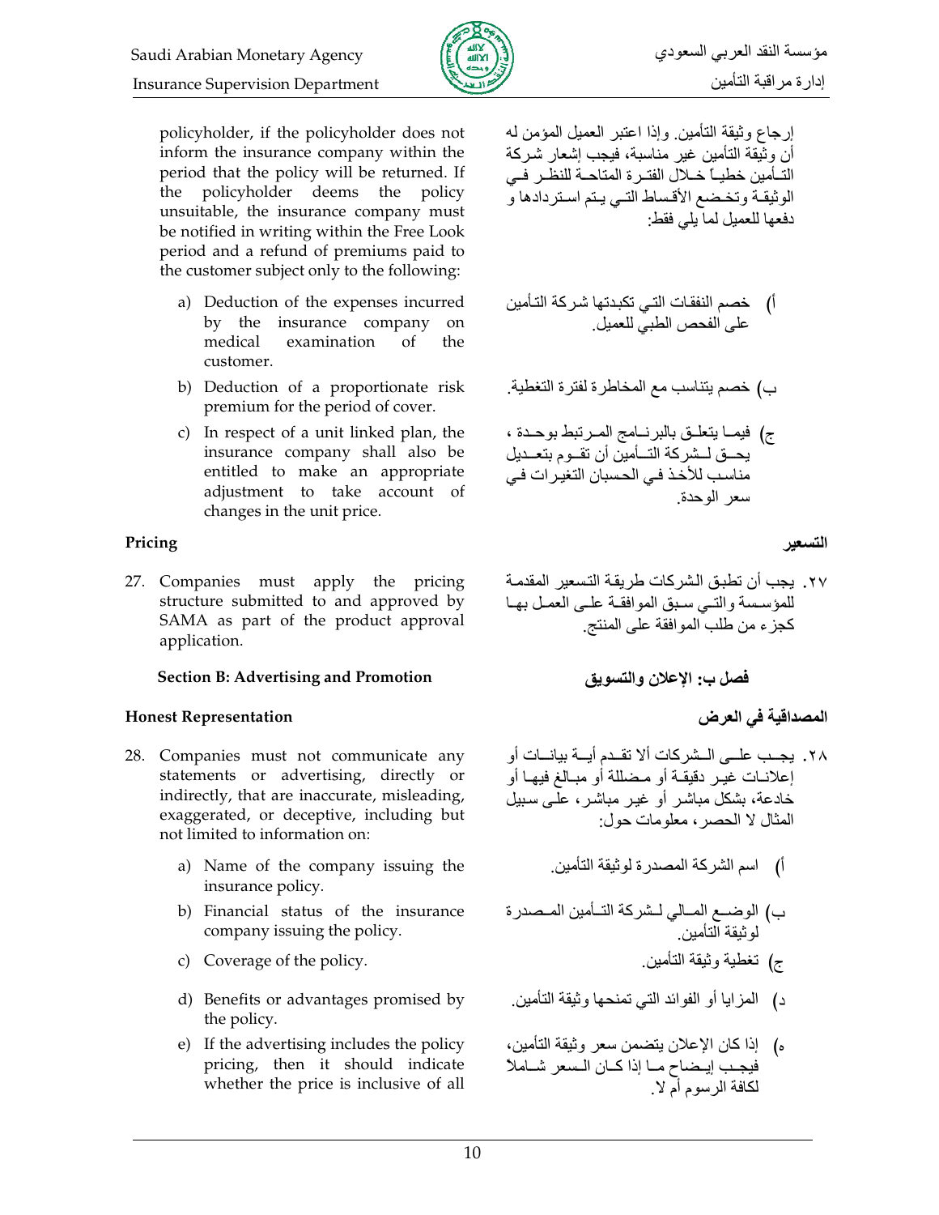policyholder, if the policyholder does not inform the insurance company within the period that the policy will be returned. If the policyholder deems the policy unsuitable, the insurance company must be notified in writing within the Free Look period and a refund of premiums paid to the customer subject only to the following:

a) Deduction of the expenses incurred by the insurance company on medical examination of the customer.

b) Deduction of a proportionate risk premium for the period of cover.

c) In respect of a unit linked plan, the insurance company shall also be entitled to make an appropriate adjustment to take account of changes in the unit price.

إرجاع وثيقة التأمين. وإذا اعتبر العميل المؤمن له أن وثيقة التأمين غير مناسبة، فيجب إشعار شركة التأمين خطياً خلال الفترة المتاحة للنظر في الوثيقة وتخضع الأقساط التي يتم استردادها و دفعها للعميل لما يلي فقط:

أ) خصم النفقات التي تكبدتها شركة التأمين على الفحص الطبي للعميل.

ب) خصم يتناسب مع المخاطرة لفترة التغطية.

ج) فيما يتعلق بالبرنامج المرتبط بوحدة ، يحق لشركة التأمين أن تقوم بتعديل مناسب للأخذ في الحسبان التغيرات في سعر الوحدة.

### Pricing

27. Companies must apply the pricing structure submitted to and approved by SAMA as part of the product approval application.

### التسعير

٢٧. يجب أن تطبق الشركات طريقة التسعير المقدمة للمؤسسة والتي سبق الموافقة على العمل بها كجزء من طلب الموافقة على المنتج.

## Section B: Advertising and Promotion

## فصل ب: الإعلان والتسويق

### Honest Representation

28. Companies must not communicate any statements or advertising, directly or indirectly, that are inaccurate, misleading, exaggerated, or deceptive, including but not limited to information on:

a) Name of the company issuing the insurance policy.

b) Financial status of the insurance company issuing the policy.

c) Coverage of the policy.

d) Benefits or advantages promised by the policy.

e) If the advertising includes the policy pricing, then it should indicate whether the price is inclusive of all

### المصداقية في العرض

٢٨. يجب على الشركات ألا تقدم أية بيانات أو إعلانات غير دقيقة أو مضللة أو مبالغ فيها أو خادعة، بشكل مباشر أو غير مباشر، على سبيل المثال لا الحصر، معلومات حول:

أ) اسم الشركة المصدرة لوثيقة التأمين.

ب) الوضع المالي لشركة التأمين المصدرة لوثيقة التأمين.

ج) تغطية وثيقة التأمين.

د) المزايا أو الفوائد التي تمنحها وثيقة التأمين.

ه) إذا كان الإعلان يتضمن سعر وثيقة التأمين، فيجب إيضاح ما إذا كان السعر شاملاً لكافة الرسوم أم لا.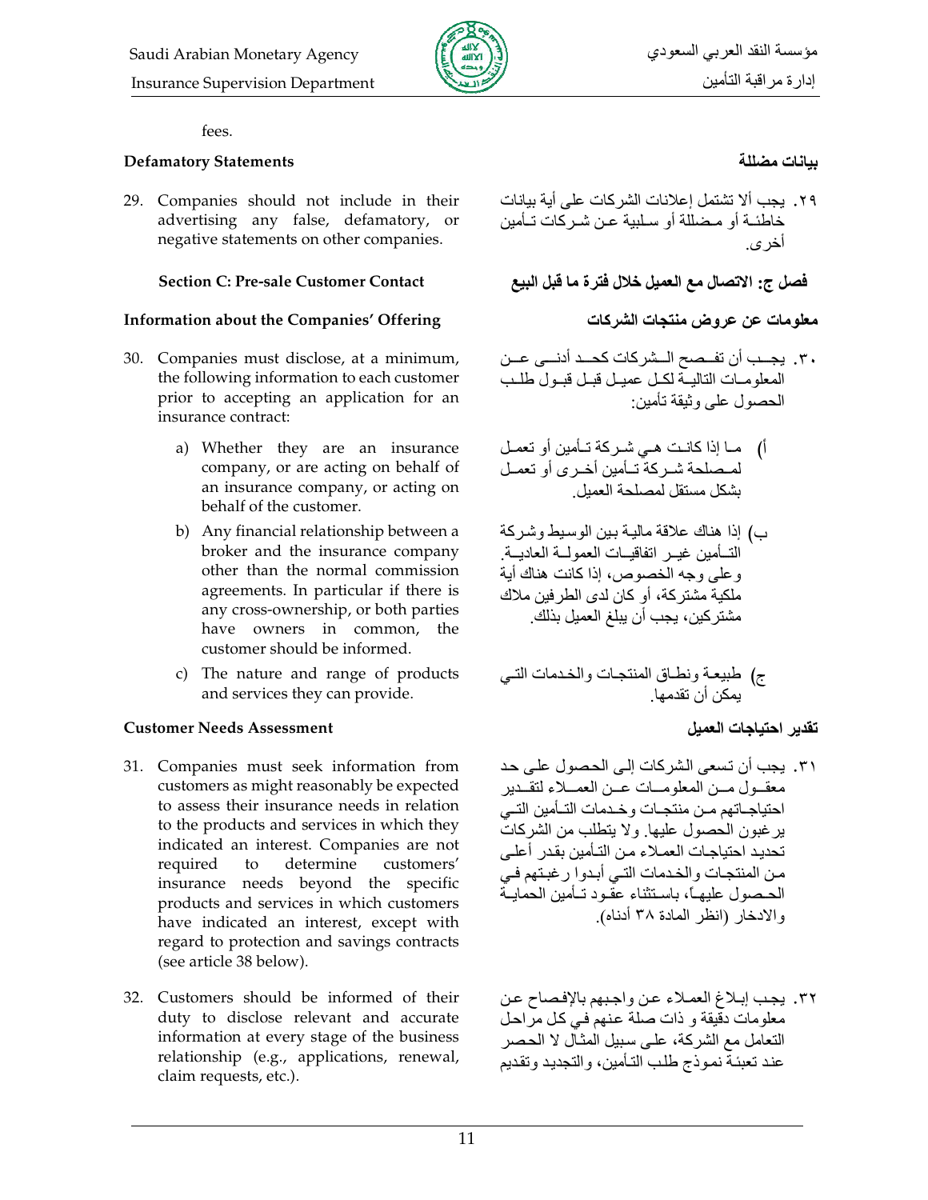fees.

#### Defamatory Statements

29. Companies should not include in their advertising any false, defamatory, or negative statements on other companies.

### Section C: Pre-sale Customer Contact

#### Information about the Companies' Offering

30. Companies must disclose, at a minimum, the following information to each customer prior to accepting an application for an insurance contract:

    a) Whether they are an insurance company, or are acting on behalf of an insurance company, or acting on behalf of the customer.

    b) Any financial relationship between a broker and the insurance company other than the normal commission agreements. In particular if there is any cross-ownership, or both parties have owners in common, the customer should be informed.

    c) The nature and range of products and services they can provide.

#### Customer Needs Assessment

31. Companies must seek information from customers as might reasonably be expected to assess their insurance needs in relation to the products and services in which they indicated an interest. Companies are not required to determine customers' insurance needs beyond the specific products and services in which customers have indicated an interest, except with regard to protection and savings contracts (see article 38 below).

32. Customers should be informed of their duty to disclose relevant and accurate information at every stage of the business relationship (e.g., applications, renewal, claim requests, etc.).

#### بيانات مضللة

٢٩. يجب ألا تشتمل إعلانات الشركات على أية بيانات خاطئة أو مضللة أو سلبية عن شركات تأمين أخرى.

### فصل ج: الاتصال مع العميل خلال فترة ما قبل البيع

#### معلومات عن عروض منتجات الشركات

٣٠. يجب أن تفصح الشركات كحد أدنى عن المعلومات التالية لكل عميل قبل قبول طلب الحصول على وثيقة تأمين:

    أ) ما إذا كانت هي شركة تأمين أو تعمل لمصلحة شركة تأمين أخرى أو تعمل بشكل مستقل لمصلحة العميل.

    ب) إذا هناك علاقة مالية بين الوسيط وشركة التأمين غير اتفاقيات العمولة العادية. وعلى وجه الخصوص، إذا كانت هناك أية ملكية مشتركة، أو كان لدى الطرفين ملاك مشتركين، يجب أن يبلغ العميل بذلك.

    ج) طبيعة ونطاق المنتجات والخدمات التي يمكن أن تقدمها.

#### تقدير احتياجات العميل

٣١. يجب أن تسعى الشركات إلى الحصول على حد معقول من المعلومات عن العملاء لتقدير احتياجاتهم من منتجات وخدمات التأمين التي يرغبون الحصول عليها. ولا يتطلب من الشركات تحديد احتياجات العملاء من التأمين بقدر أعلى من المنتجات والخدمات التي أبدوا رغبتهم في الحصول عليها، باستثناء عقود تأمين الحماية والادخار (انظر المادة ٣٨ أدناه).

٣٢. يجب إبلاغ العملاء عن واجبهم بالإفصاح عن معلومات دقيقة و ذات صلة عنهم في كل مراحل التعامل مع الشركة، على سبيل المثال لا الحصر عند تعبئة نموذج طلب التأمين، والتجديد وتقديم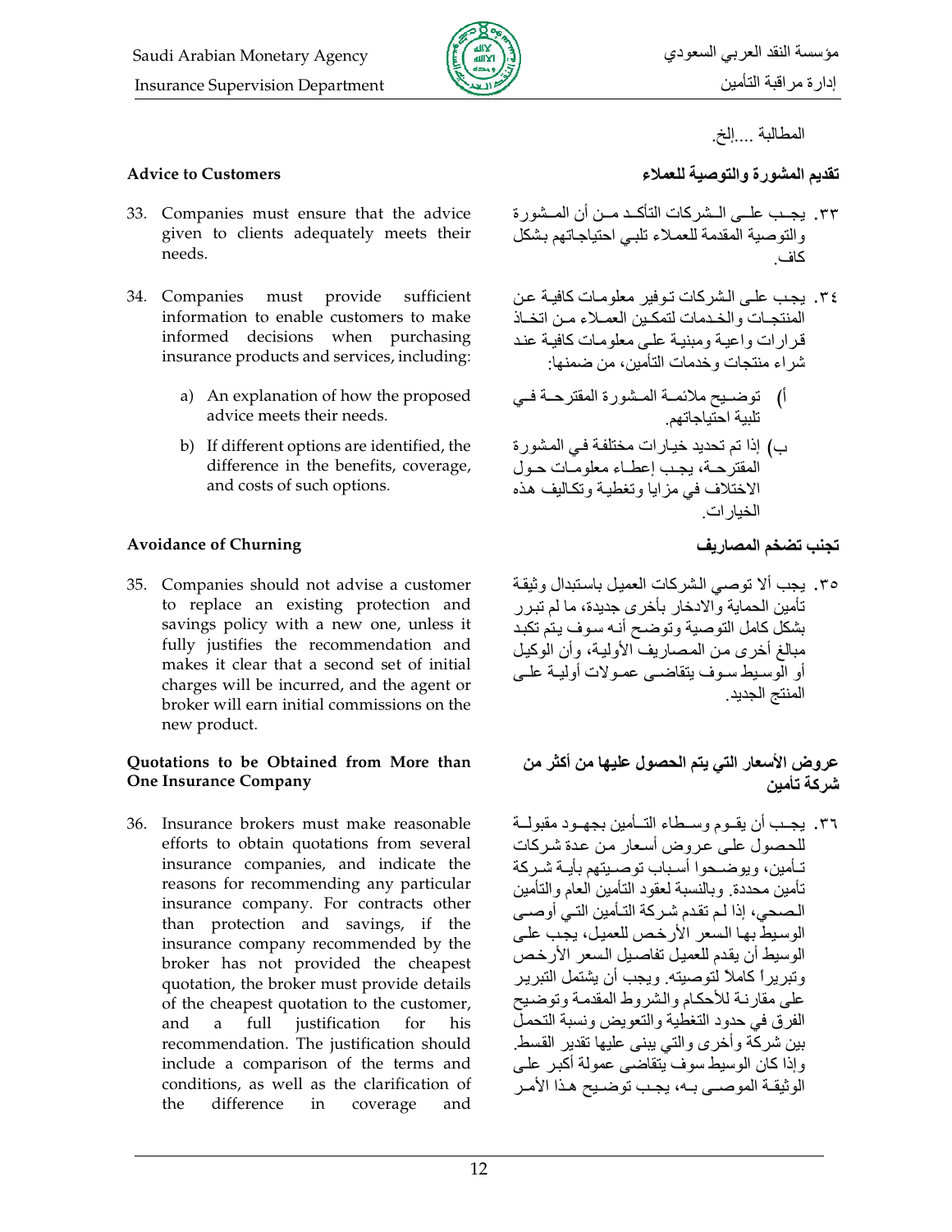المطالبة ....إلخ.

## Advice to Customers

33. Companies must ensure that the advice given to clients adequately meets their needs.

34. Companies must provide sufficient information to enable customers to make informed decisions when purchasing insurance products and services, including:

    a) An explanation of how the proposed advice meets their needs.

    b) If different options are identified, the difference in the benefits, coverage, and costs of such options.

## Avoidance of Churning

35. Companies should not advise a customer to replace an existing protection and savings policy with a new one, unless it fully justifies the recommendation and makes it clear that a second set of initial charges will be incurred, and the agent or broker will earn initial commissions on the new product.

## Quotations to be Obtained from More than One Insurance Company

36. Insurance brokers must make reasonable efforts to obtain quotations from several insurance companies, and indicate the reasons for recommending any particular insurance company. For contracts other than protection and savings, if the insurance company recommended by the broker has not provided the cheapest quotation, the broker must provide details of the cheapest quotation to the customer, and a full justification for his recommendation. The justification should include a comparison of the terms and conditions, as well as the clarification of the difference in coverage and

## تقديم المشورة والتوصية للعملاء

٣٣. يجب على الشركات التأكد من أن المشورة والتوصية المقدمة للعملاء تلبي احتياجاتهم بشكل كاف.

٣٤. يجب على الشركات توفير معلومات كافية عن المنتجات والخدمات لتمكين العملاء من اتخاذ قرارات واعية ومبنية على معلومات كافية عند شراء منتجات وخدمات التأمين، من ضمنها:

    أ) توضيح ملائمة المشورة المقترحة في تلبية احتياجاتهم.

    ب) إذا تم تحديد خيارات مختلفة في المشورة المقترحة، يجب إعطاء معلومات حول الاختلاف في مزايا وتغطية وتكاليف هذه الخيارات.

## تجنب تضخم المصاريف

٣٥. يجب ألا توصي الشركات العميل باستبدال وثيقة تأمين الحماية والادخار بأخرى جديدة، ما لم تبرر بشكل كامل التوصية وتوضح أنه سوف يتم تكبد مبالغ أخرى من المصاريف الأولية، وأن الوكيل أو الوسيط سوف يتقاضى عمولات أولية على المنتج الجديد.

## عروض الأسعار التي يتم الحصول عليها من أكثر من شركة تأمين

٣٦. يجب أن يقوم وسطاء التأمين بجهود مقبولة للحصول على عروض أسعار من عدة شركات تأمين، ويوضحوا أسباب توصيتهم بأية شركة تأمين محددة. وبالنسبة لعقود التأمين العام والتأمين الصحي، إذا لم تقدم شركة التأمين التي أوصى الوسيط بها السعر الأرخص للعميل، يجب على الوسيط أن يقدم للعميل تفاصيل السعر الأرخص وتبريراً كاملاً لتوصيته. ويجب أن يشتمل التبرير على مقارنة للأحكام والشروط المقدمة وتوضيح الفرق في حدود التغطية والتعويض ونسبة التحمل بين شركة وأخرى والتي يبنى عليها تقدير القسط. وإذا كان الوسيط سوف يتقاضى عمولة أكبر على الوثيقة الموصى به، يجب توضيح هذا الأمر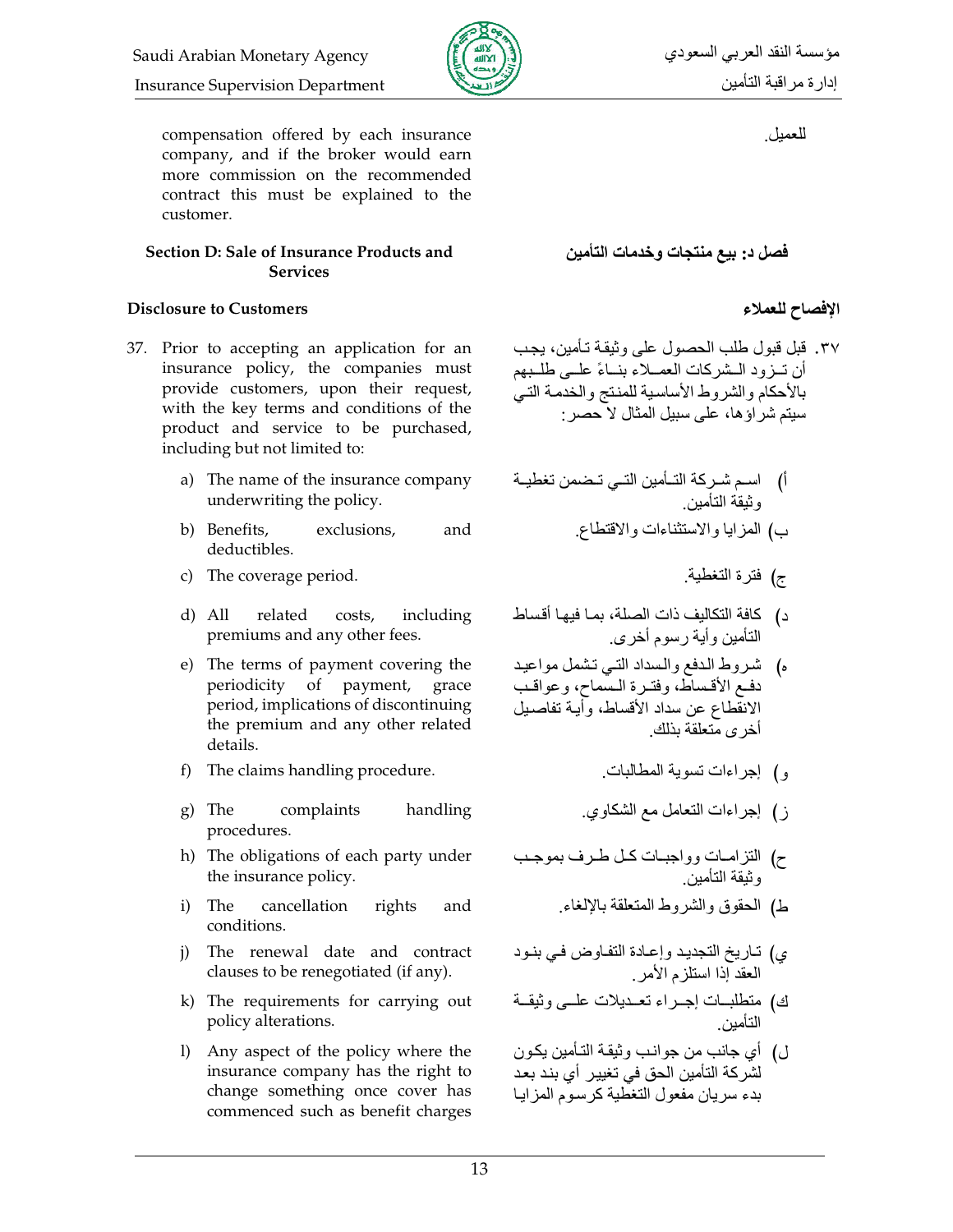compensation offered by each insurance company, and if the broker would earn more commission on the recommended contract this must be explained to the customer.

للعميل.

## Section D: Sale of Insurance Products and Services

## فصل د: بيع منتجات وخدمات التأمين

### Disclosure to Customers

### الإفصاح للعملاء

37. Prior to accepting an application for an insurance policy, the companies must provide customers, upon their request, with the key terms and conditions of the product and service to be purchased, including but not limited to:

    a) The name of the insurance company underwriting the policy.

    b) Benefits, exclusions, and deductibles.

    c) The coverage period.

    d) All related costs, including premiums and any other fees.

    e) The terms of payment covering the periodicity of payment, grace period, implications of discontinuing the premium and any other related details.

    f) The claims handling procedure.

    g) The complaints handling procedures.

    h) The obligations of each party under the insurance policy.

    i) The cancellation rights and conditions.

    j) The renewal date and contract clauses to be renegotiated (if any).

    k) The requirements for carrying out policy alterations.

    l) Any aspect of the policy where the insurance company has the right to change something once cover has commenced such as benefit charges

٣٧. قبل قبول طلب الحصول على وثيقة تأمين، يجب أن تـزود الـشركات العمـلاء بنـاءً علـى طلـبهم بالأحكام والشروط الأساسية للمنتج والخدمة التي سيتم شراؤها، على سبيل المثال لا حصر:

أ) اسـم شـركة التـأمين التـي تـضمن تغطيـة وثيقة التأمين.

ب) المزايا والاستثناءات والاقتطاع.

ج) فترة التغطية.

د) كافة التكاليف ذات الصلة، بمـا فيهـا أقساط التأمين وأية رسوم أخرى.

هـ) شـروط الدفع والسداد التـي تشمل مواعيد دفـع الأقسـاط، وفتـرة السماح، وعواقب الانقطاع عن سداد الأقساط، وأية تفاصيل أخرى متعلقة بذلك.

و) إجراءات تسوية المطالبات.

ز) إجراءات التعامل مع الشكاوي.

ح) التزامـات وواجبـات كـل طـرف بموجـب وثيقة التأمين.

ط) الحقوق والشروط المتعلقة بالإلغاء.

ي) تـاريخ التجديد وإعـادة التفـاوض فـي بنـود العقد إذا استلزم الأمر.

ك) متطلبـات إجـراء تعـديلات علـى وثيقـة التأمين.

ل) أي جانب من جوانب وثيقة التـأمين يكـون لشركة التأمين الحق في تغيير أي بند بعد بدء سريان مفعول التغطية كرسوم المزايا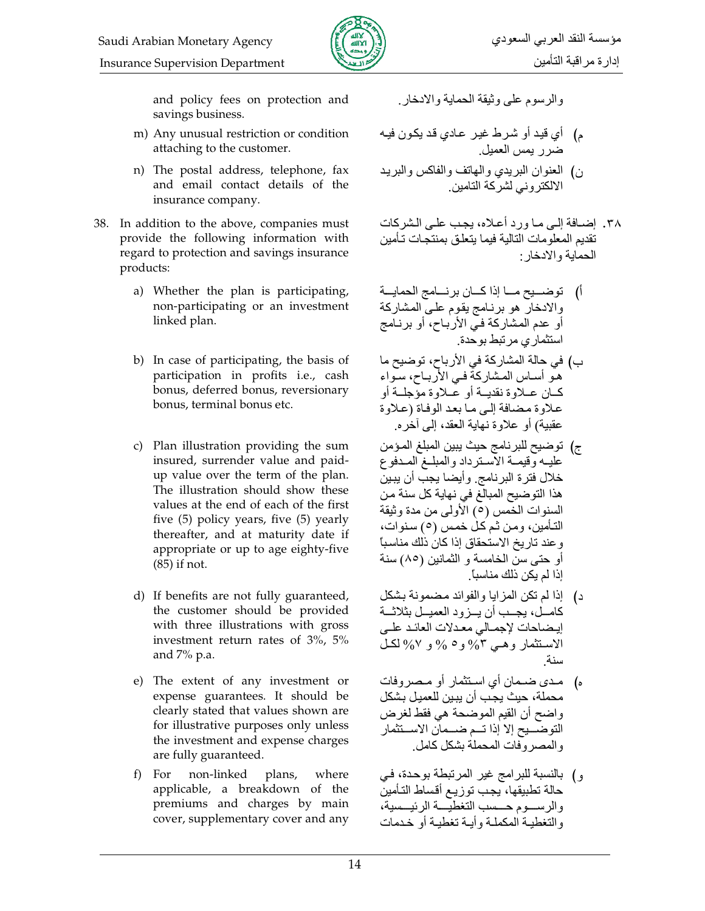and policy fees on protection and savings business.

m) Any unusual restriction or condition attaching to the customer.

n) The postal address, telephone, fax and email contact details of the insurance company.

38. In addition to the above, companies must provide the following information with regard to protection and savings insurance products:

a) Whether the plan is participating, non-participating or an investment linked plan.

b) In case of participating, the basis of participation in profits i.e., cash bonus, deferred bonus, reversionary bonus, terminal bonus etc.

c) Plan illustration providing the sum insured, surrender value and paid-up value over the term of the plan. The illustration should show these values at the end of each of the first five (5) policy years, five (5) yearly thereafter, and at maturity date if appropriate or up to age eighty-five (85) if not.

d) If benefits are not fully guaranteed, the customer should be provided with three illustrations with gross investment return rates of 3%, 5% and 7% p.a.

e) The extent of any investment or expense guarantees. It should be clearly stated that values shown are for illustrative purposes only unless the investment and expense charges are fully guaranteed.

f) For non-linked plans, where applicable, a breakdown of the premiums and charges by main cover, supplementary cover and any

والرسوم على وثيقة الحماية والادخار.

م) أي قيد أو شرط غير عادي قد يكون فيه ضرر يمس العميل.

ن) العنوان البريدي والهاتف والفاكس والبريد الالكتروني لشركة التامين.

٣٨. إضافة إلى ما ورد أعلاه، يجب على الشركات تقديم المعلومات التالية فيما يتعلق بمنتجات تأمين الحماية والادخار:

أ) توضيح ما إذا كان برنامج الحماية والادخار هو برنامج يقوم على المشاركة أو عدم المشاركة في الأرباح، أو برنامج استثماري مرتبط بوحدة.

ب) في حالة المشاركة في الأرباح، توضيح ما هو أساس المشاركة في الأرباح، سواء كان علاوة نقدية أو علاوة مؤجلة أو علاوة مضافة إلى ما بعد الوفاة (علاوة عقبية) أو علاوة نهاية العقد، إلى آخره.

ج) توضيح للبرنامج حيث يبين المبلغ المؤمن عليه وقيمة الاسترداد والمبلغ المدفوع خلال فترة البرنامج. وأيضا يجب أن يبين هذا التوضيح المبالغ في نهاية كل سنة من السنوات الخمس (٥) الأولى من مدة وثيقة التأمين، ومن ثم كل خمس (٥) سنوات، وعند تاريخ الاستحقاق إذا كان ذلك مناسباً أو حتى سن الخامسة و الثمانين (٨٥) سنة إذا لم يكن ذلك مناسباً.

د) إذا لم تكن المزايا والفوائد مضمونة بشكل كامل، يجب أن يزود العميل بثلاثة إيضاحات لإجمالي معدلات العائد على الاستثمار وهي ٣% و٥ % و ٧% لكل سنة.

ه) مدى ضمان أي استثمار أو مصروفات محملة، حيث يجب أن يبين للعميل بشكل واضح أن القيم الموضحة هي فقط لغرض التوضيح إلا إذا تم ضمان الاستثمار والمصروفات المحملة بشكل كامل.

و) بالنسبة للبرامج غير المرتبطة بوحدة، في حالة تطبيقها، يجب توزيع أقساط التأمين والرسوم حسب التغطية الرئيسية، والتغطية المكملة وأية تغطية أو خدمات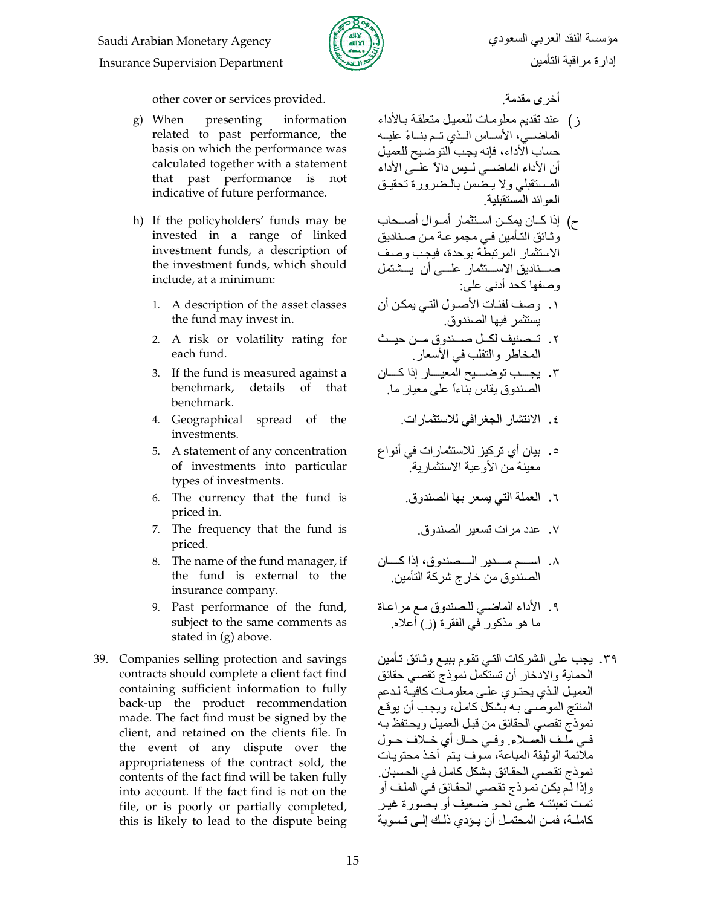other cover or services provided.

g) When presenting information related to past performance, the basis on which the performance was calculated together with a statement that past performance is not indicative of future performance.

h) If the policyholders' funds may be invested in a range of linked investment funds, a description of the investment funds, which should include, at a minimum:

1. A description of the asset classes the fund may invest in.
2. A risk or volatility rating for each fund.
3. If the fund is measured against a benchmark, details of that benchmark.
4. Geographical spread of the investments.
5. A statement of any concentration of investments into particular types of investments.
6. The currency that the fund is priced in.
7. The frequency that the fund is priced.
8. The name of the fund manager, if the fund is external to the insurance company.
9. Past performance of the fund, subject to the same comments as stated in (g) above.

39. Companies selling protection and savings contracts should complete a client fact find containing sufficient information to fully back-up the product recommendation made. The fact find must be signed by the client, and retained on the clients file. In the event of any dispute over the appropriateness of the contract sold, the contents of the fact find will be taken fully into account. If the fact find is not on the file, or is poorly or partially completed, this is likely to lead to the dispute being

أخرى مقدمة.

ز) عند تقديم معلومات للعميل متعلقة بالأداء الماضي، الأساس الذي تم بناءً عليه حساب الأداء، فإنه يجب التوضيح للعميل أن الأداء الماضي ليس دالاً على الأداء المستقبلي ولا يضمن بالضرورة تحقيق العوائد المستقبلية.

ح) إذا كان يمكن استثمار أموال أصحاب وثائق التأمين في مجموعة من صناديق الاستثمار المرتبطة بوحدة، فيجب وصف صناديق الاستثمار على أن يشتمل وصفها كحد أدنى على:

١. وصف لفئات الأصول التي يمكن أن يستثمر فيها الصندوق.
٢. تصنيف لكل صندوق من حيث المخاطر والتقلب في الأسعار.
٣. يجب توضيح المعيار إذا كان الصندوق يقاس بناءً على معيار ما.
٤. الانتشار الجغرافي للاستثمارات.
٥. بيان أي تركيز للاستثمارات في أنواع معينة من الأوعية الاستثمارية.
٦. العملة التي يسعر بها الصندوق.
٧. عدد مرات تسعير الصندوق.
٨. اسم مدير الصندوق، إذا كان الصندوق من خارج شركة التأمين.
٩. الأداء الماضي للصندوق مع مراعاة ما هو مذكور في الفقرة (ز) أعلاه.

٣٩. يجب على الشركات التي تقوم ببيع وثائق تأمين الحماية والادخار أن تستكمل نموذج تقصي حقائق العميل الذي يحتوي على معلومات كافية لدعم المنتج الموصى به بشكل كامل، ويجب أن يوقع نموذج تقصي الحقائق من قبل العميل ويحتفظ به في ملف العملاء. وفي حال أي خلاف حول ملائمة الوثيقة المباعة، سوف يتم أخذ محتويات نموذج تقصي الحقائق بشكل كامل في الحسبان. وإذا لم يكن نموذج تقصي الحقائق في الملف أو تمت تعبئته على نحو ضعيف أو بصورة غير كاملة، فمن المحتمل أن يؤدي ذلك إلى تسوية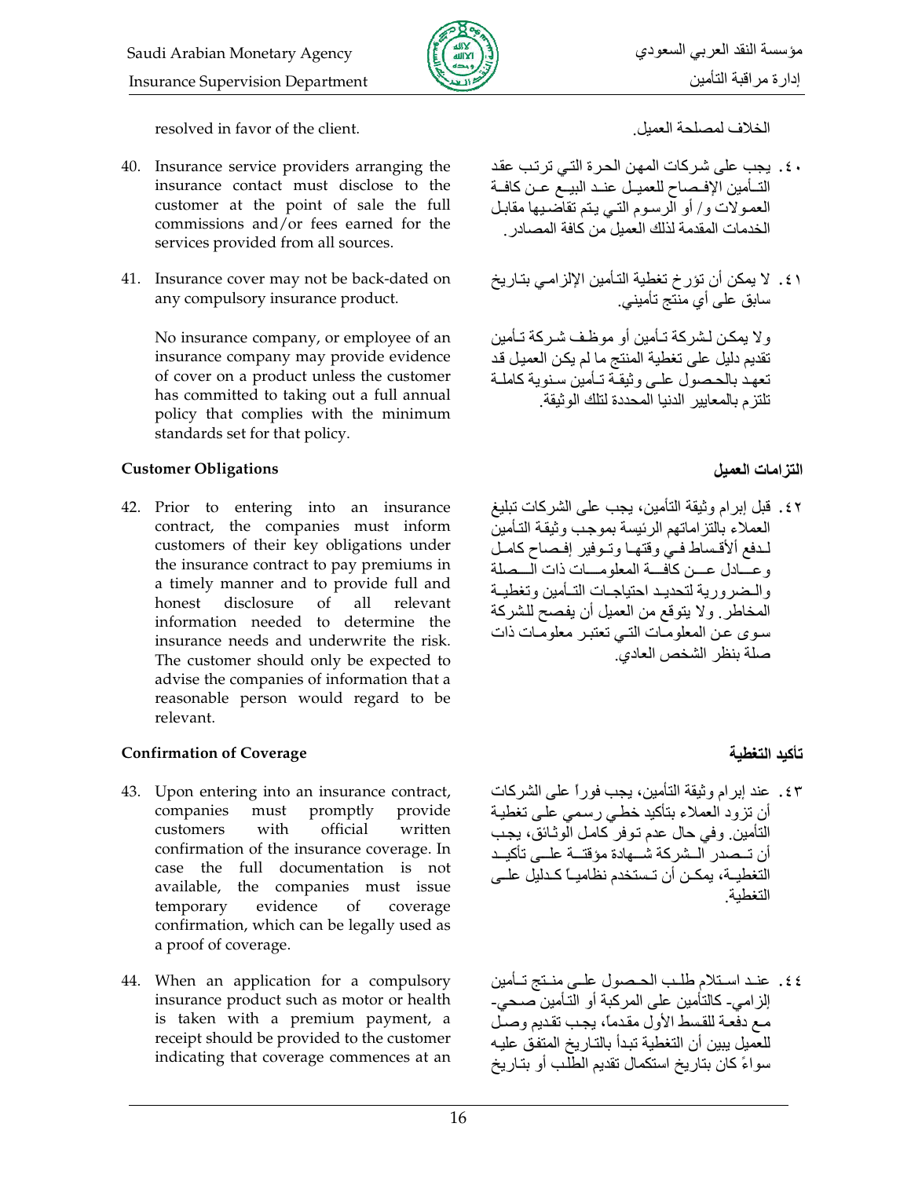resolved in favor of the client.

الخلاف لمصلحة العميل.

40. Insurance service providers arranging the insurance contact must disclose to the customer at the point of sale the full commissions and/or fees earned for the services provided from all sources.

٤٠. يجب على شركات المهن الحرة التي ترتب عقد التأمين الإفصاح للعميل عند البيع عن كافة العمولات و/ أو الرسوم التي يتم تقاضيها مقابل الخدمات المقدمة لذلك العميل من كافة المصادر.

41. Insurance cover may not be back-dated on any compulsory insurance product.

No insurance company, or employee of an insurance company may provide evidence of cover on a product unless the customer has committed to taking out a full annual policy that complies with the minimum standards set for that policy.

٤١. لا يمكن أن تؤرخ تغطية التأمين الإلزامي بتاريخ سابق على أي منتج تأميني.

ولا يمكن لشركة تأمين أو موظف شركة تأمين تقديم دليل على تغطية المنتج ما لم يكن العميل قد تعهد بالحصول على وثيقة تأمين سنوية كاملة تلتزم بالمعايير الدنيا المحددة لتلك الوثيقة.

**Customer Obligations**

**التزامات العميل**

42. Prior to entering into an insurance contract, the companies must inform customers of their key obligations under the insurance contract to pay premiums in a timely manner and to provide full and honest disclosure of all relevant information needed to determine the insurance needs and underwrite the risk. The customer should only be expected to advise the companies of information that a reasonable person would regard to be relevant.

٤٢. قبل إبرام وثيقة التأمين، يجب على الشركات تبليغ العملاء بالتزاماتهم الرئيسة بموجب وثيقة التأمين لدفع الأقساط في وقتها وتوفير إفصاح كامل وعادل عن كافة المعلومات ذات الصلة والضرورية لتحديد احتياجات التأمين وتغطية المخاطر. ولا يتوقع من العميل أن يفصح للشركة سوى عن المعلومات التي تعتبر معلومات ذات صلة بنظر الشخص العادي.

**Confirmation of Coverage**

**تأكيد التغطية**

43. Upon entering into an insurance contract, companies must promptly provide customers with official written confirmation of the insurance coverage. In case the full documentation is not available, the companies must issue temporary evidence of coverage confirmation, which can be legally used as a proof of coverage.

٤٣. عند إبرام وثيقة التأمين، يجب فوراً على الشركات أن تزود العملاء بتأكيد خطي رسمي على تغطية التأمين. وفي حال عدم توفر كامل الوثائق، يجب أن تصدر الشركة شهادة مؤقتة على تأكيد التغطية، يمكن أن تستخدم نظامياً كدليل على التغطية.

44. When an application for a compulsory insurance product such as motor or health is taken with a premium payment, a receipt should be provided to the customer indicating that coverage commences at an

٤٤. عند استلام طلب الحصول على منتج تأمين إلزامي- كالتأمين على المركبة أو التأمين صحي- مع دفعة للقسط الأول مقدماً، يجب تقديم وصل للعميل يبين أن التغطية تبدأ بالتاريخ المتفق عليه سواءً كان بتاريخ استكمال تقديم الطلب أو بتاريخ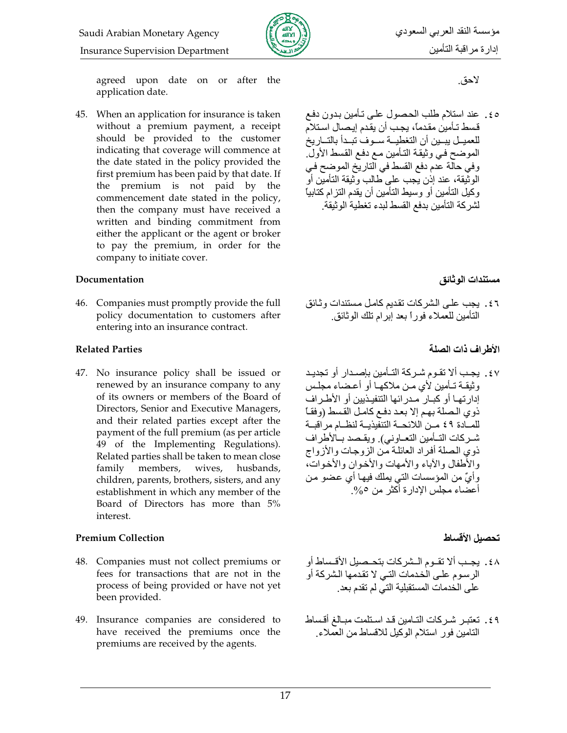agreed upon date on or after the application date.

لاحق.

45. When an application for insurance is taken without a premium payment, a receipt should be provided to the customer indicating that coverage will commence at the date stated in the policy provided the first premium has been paid by that date. If the premium is not paid by the commencement date stated in the policy, then the company must have received a written and binding commitment from either the applicant or the agent or broker to pay the premium, in order for the company to initiate cover.

٤٥. عند استلام طلب الحصول على تأمين بدون دفع قسط تأمين مقدماً، يجب أن يقدم إيصال استلام للعميل يبين أن التغطية سوف تبدأ بالتاريخ الموضح في وثيقة التأمين مع دفع القسط الأول. وفي حالة عدم دفع القسط في التاريخ الموضح في الوثيقة، عند إذن يجب على طالب وثيقة التأمين أو وكيل التأمين أو وسيط التأمين أن يقدم التزام كتابياً لشركة التأمين بدفع القسط لبدء تغطية الوثيقة.

### Documentation

### مستندات الوثائق

46. Companies must promptly provide the full policy documentation to customers after entering into an insurance contract.

٤٦. يجب على الشركات تقديم كامل مستندات وثائق التأمين للعملاء فوراً بعد إبرام تلك الوثائق.

### Related Parties

### الأطراف ذات الصلة

47. No insurance policy shall be issued or renewed by an insurance company to any of its owners or members of the Board of Directors, Senior and Executive Managers, and their related parties except after the payment of the full premium (as per article 49 of the Implementing Regulations). Related parties shall be taken to mean close family members, wives, husbands, children, parents, brothers, sisters, and any establishment in which any member of the Board of Directors has more than 5% interest.

٤٧. يجب ألا تقوم شركة التأمين بإصدار أو تجديد وثيقة تأمين لأي من ملاكها أو أعضاء مجلس إدارتها أو كبار مدرائها التنفيذيين أو الأطراف ذوي الصلة بهم إلا بعد دفع كامل القسط (وفقاً للمادة ٤٩ من اللائحة التنفيذية لنظام مراقبة شركات التأمين التعاوني). ويقصد بالأطراف ذوي الصلة أفراد العائلة من الزوجات والأزواج والأطفال والآباء والأمهات والأخوان والأخوات، وأيٍّ من المؤسسات التي يملك فيها أي عضو من أعضاء مجلس الإدارة أكثر من ٥%.

### Premium Collection

### تحصيل الأقساط

48. Companies must not collect premiums or fees for transactions that are not in the process of being provided or have not yet been provided.

٤٨. يجب ألا تقوم الشركات بتحصيل الأقساط أو الرسوم على الخدمات التي لا تقدمها الشركة أو على الخدمات المستقبلية التي لم تقدم بعد.

49. Insurance companies are considered to have received the premiums once the premiums are received by the agents.

٤٩. تعتبر شركات التامين قد استلمت مبالغ أقساط التامين فور استلام الوكيل للاقساط من العملاء.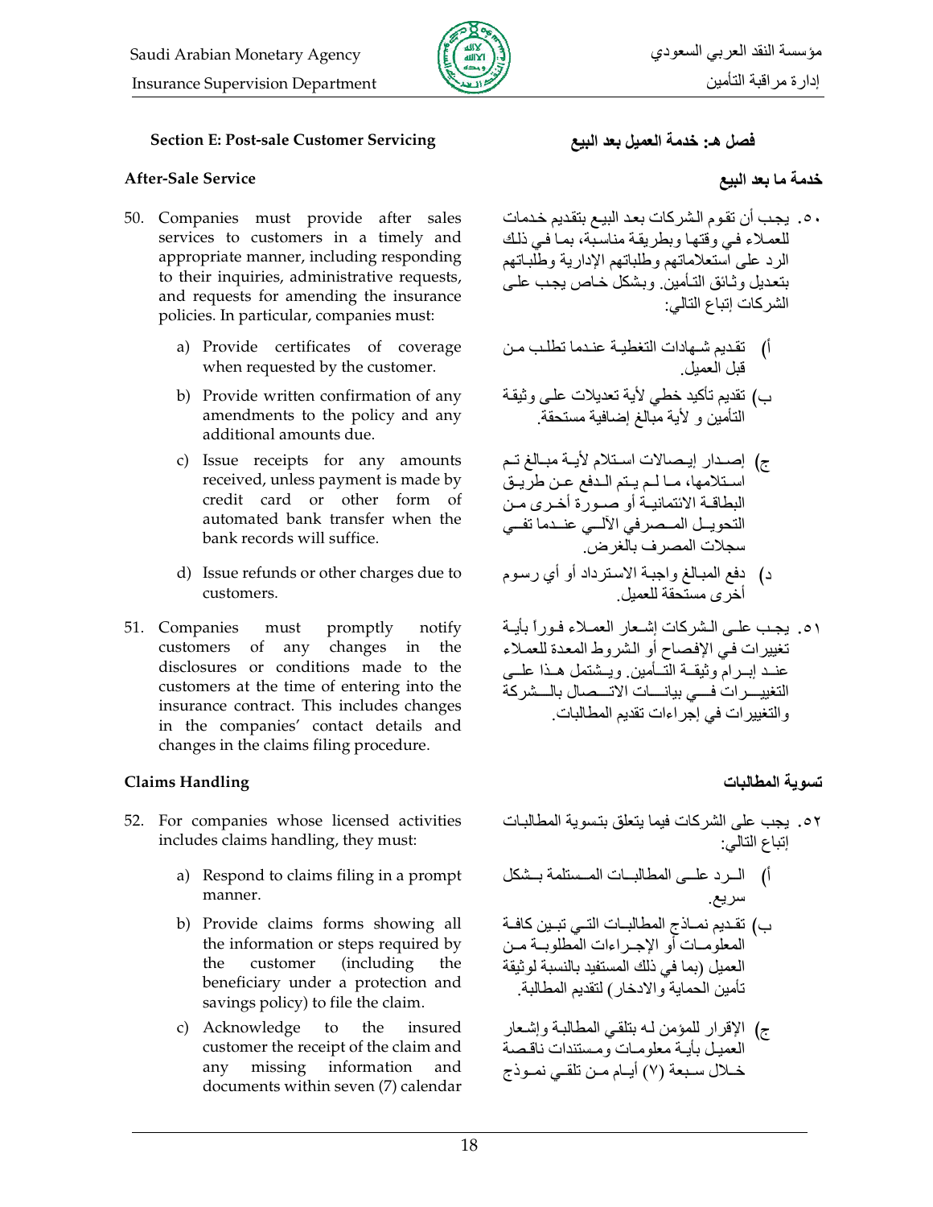### Section E: Post-sale Customer Servicing

### فصل هـ: خدمة العميل بعد البيع

#### After-Sale Service

#### خدمة ما بعد البيع

50. Companies must provide after sales services to customers in a timely and appropriate manner, including responding to their inquiries, administrative requests, and requests for amending the insurance policies. In particular, companies must:

    a) Provide certificates of coverage when requested by the customer.

    b) Provide written confirmation of any amendments to the policy and any additional amounts due.

    c) Issue receipts for any amounts received, unless payment is made by credit card or other form of automated bank transfer when the bank records will suffice.

    d) Issue refunds or other charges due to customers.

٥٠. يجب أن تقوم الشركات بعد البيع بتقديم خدمات للعملاء في وقتها وبطريقة مناسبة، بما في ذلك الرد على استعلاماتهم وطلباتهم الإدارية وطلباتهم بتعديل وثائق التأمين. وبشكل خاص يجب على الشركات إتباع التالي:

أ) تقديم شهادات التغطية عندما تطلب من قبل العميل.

ب) تقديم تأكيد خطي لأية تعديلات على وثيقة التأمين و لأية مبالغ إضافية مستحقة.

ج) إصدار إيصالات استلام لأية مبالغ تم استلامها، ما لم يتم الدفع عن طريق البطاقة الائتمانية أو صورة أخرى من التحويل المصرفي الآلي عندما تفي سجلات المصرف بالغرض.

د) دفع المبالغ واجبة الاسترداد أو أي رسوم أخرى مستحقة للعميل.

51. Companies must promptly notify customers of any changes in the disclosures or conditions made to the customers at the time of entering into the insurance contract. This includes changes in the companies' contact details and changes in the claims filing procedure.

٥١. يجب على الشركات إشعار العملاء فوراً بأية تغييرات في الإفصاح أو الشروط المعدة للعملاء عند إبرام وثيقة التأمين. ويشتمل هذا على التغييرات في بيانات الاتصال بالشركة والتغييرات في إجراءات تقديم المطالبات.

#### Claims Handling

#### تسوية المطالبات

52. For companies whose licensed activities includes claims handling, they must:

    a) Respond to claims filing in a prompt manner.

    b) Provide claims forms showing all the information or steps required by the customer (including the beneficiary under a protection and savings policy) to file the claim.

    c) Acknowledge to the insured customer the receipt of the claim and any missing information and documents within seven (7) calendar

٥٢. يجب على الشركات فيما يتعلق بتسوية المطالبات إتباع التالي:

أ) الرد على المطالبات المستلمة بشكل سريع.

ب) تقديم نماذج المطالبات التي تبين كافة المعلومات أو الإجراءات المطلوبة من العميل (بما في ذلك المستفيد بالنسبة لوثيقة تأمين الحماية والادخار) لتقديم المطالبة.

ج) الإقرار للمؤمن له بتلقي المطالبة وإشعار العميل بأية معلومات ومستندات ناقصة خلال سبعة (٧) أيام من تلقي نموذج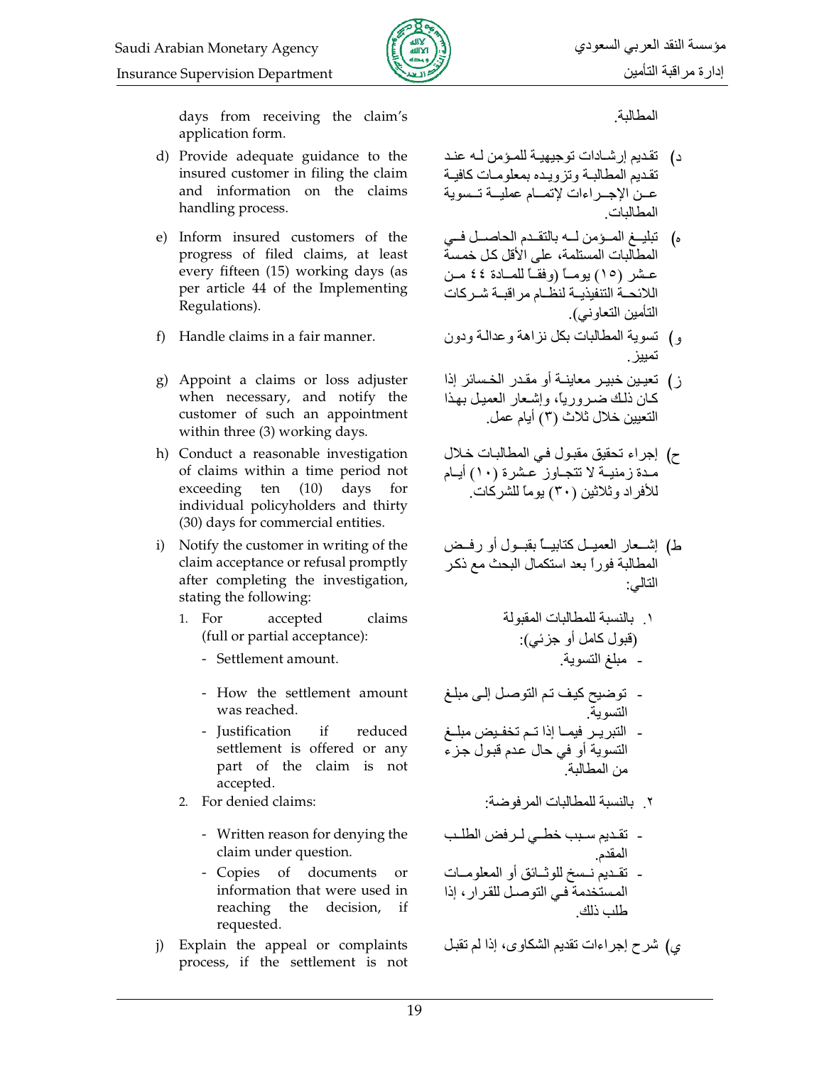days from receiving the claim's application form.

d) Provide adequate guidance to the insured customer in filing the claim and information on the claims handling process.

e) Inform insured customers of the progress of filed claims, at least every fifteen (15) working days (as per article 44 of the Implementing Regulations).

f) Handle claims in a fair manner.

g) Appoint a claims or loss adjuster when necessary, and notify the customer of such an appointment within three (3) working days.

h) Conduct a reasonable investigation of claims within a time period not exceeding ten (10) days for individual policyholders and thirty (30) days for commercial entities.

i) Notify the customer in writing of the claim acceptance or refusal promptly after completing the investigation, stating the following:

1. For accepted claims (full or partial acceptance):
   - Settlement amount.
   - How the settlement amount was reached.
   - Justification if reduced settlement is offered or any part of the claim is not accepted.
2. For denied claims:
   - Written reason for denying the claim under question.
   - Copies of documents or information that were used in reaching the decision, if requested.

j) Explain the appeal or complaints process, if the settlement is not

المطالبة.

د) تقديم إرشادات توجيهية للمؤمن له عند تقديم المطالبة وتزويده بمعلومات كافية عن الإجراءات لإتمام عملية تسوية المطالبات.

هـ) تبليغ المؤمن له بالتقدم الحاصل في المطالبات المستلمة، على الأقل كل خمسة عشر (١٥) يوماً (وفقاً للمادة ٤٤ من اللائحة التنفيذية لنظام مراقبة شركات التأمين التعاوني).

و) تسوية المطالبات بكل نزاهة وعدالة ودون تمييز.

ز) تعيين خبير معاينة أو مقدر الخسائر إذا كان ذلك ضرورياً، وإشعار العميل بهذا التعيين خلال ثلاث (٣) أيام عمل.

ح) إجراء تحقيق مقبول في المطالبات خلال مدة زمنية لا تتجاوز عشرة (١٠) أيام للأفراد وثلاثين (٣٠) يوماً للشركات.

ط) إشعار العميل كتابياً بقبول أو رفض المطالبة فوراً بعد استكمال البحث مع ذكر التالي:

١. بالنسبة للمطالبات المقبولة (قبول كامل أو جزئي):
   - مبلغ التسوية.
   - توضيح كيف تم التوصل إلى مبلغ التسوية.
   - التبرير فيما إذا تم تخفيض مبلغ التسوية أو في حال عدم قبول جزء من المطالبة.

٢. بالنسبة للمطالبات المرفوضة:
   - تقديم سبب خطي لرفض الطلب المقدم.
   - تقديم نسخ للوثائق أو المعلومات المستخدمة في التوصل للقرار، إذا طلب ذلك.

ي) شرح إجراءات تقديم الشكاوى، إذا لم تقبل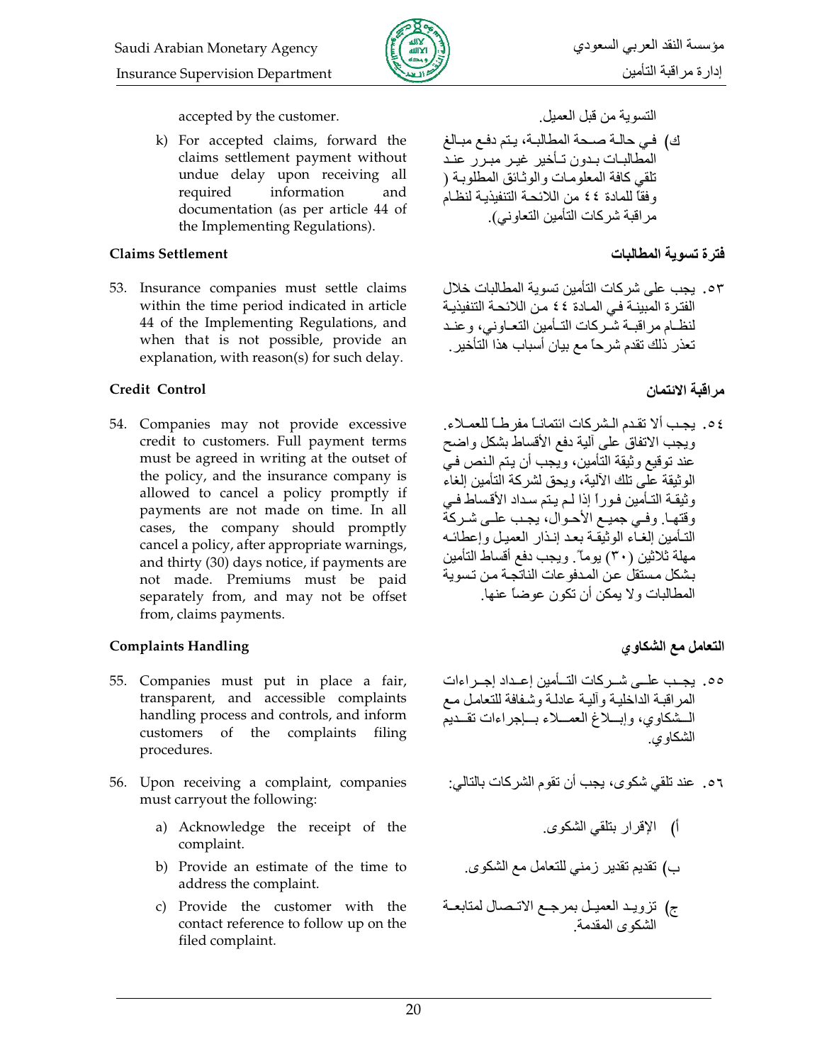accepted by the customer.

k) For accepted claims, forward the claims settlement payment without undue delay upon receiving all required information and documentation (as per article 44 of the Implementing Regulations).

### Claims Settlement

53. Insurance companies must settle claims within the time period indicated in article 44 of the Implementing Regulations, and when that is not possible, provide an explanation, with reason(s) for such delay.

### Credit Control

54. Companies may not provide excessive credit to customers. Full payment terms must be agreed in writing at the outset of the policy, and the insurance company is allowed to cancel a policy promptly if payments are not made on time. In all cases, the company should promptly cancel a policy, after appropriate warnings, and thirty (30) days notice, if payments are not made. Premiums must be paid separately from, and may not be offset from, claims payments.

### Complaints Handling

55. Companies must put in place a fair, transparent, and accessible complaints handling process and controls, and inform customers of the complaints filing procedures.

56. Upon receiving a complaint, companies must carryout the following:

    a) Acknowledge the receipt of the complaint.

    b) Provide an estimate of the time to address the complaint.

    c) Provide the customer with the contact reference to follow up on the filed complaint.

التسوية من قبل العميل.

ك) في حالة صحة المطالبة، يتم دفع مبالغ المطالبات بدون تأخير غير مبرر عند تلقي كافة المعلومات والوثائق المطلوبة ( وفقاً للمادة ٤٤ من اللائحة التنفيذية لنظام مراقبة شركات التأمين التعاوني).

### فترة تسوية المطالبات

٥٣. يجب على شركات التأمين تسوية المطالبات خلال الفترة المبينة في المادة ٤٤ من اللائحة التنفيذية لنظام مراقبة شركات التأمين التعاوني، وعند تعذر ذلك تقدم شرحاً مع بيان أسباب هذا التأخير.

### مراقبة الائتمان

٥٤. يجب ألا تقدم الشركات ائتماناً مفرطاً للعملاء. ويجب الاتفاق على آلية دفع الأقساط بشكل واضح عند توقيع وثيقة التأمين، ويجب أن يتم النص في الوثيقة على تلك الآلية، ويحق لشركة التأمين إلغاء وثيقة التأمين فوراً إذا لم يتم سداد الأقساط في وقتها. وفي جميع الأحوال، يجب على شركة التأمين إلغاء الوثيقة بعد إنذار العميل وإعطائه مهلة ثلاثين (٣٠) يوماً. ويجب دفع أقساط التأمين بشكل مستقل عن المدفوعات الناتجة من تسوية المطالبات ولا يمكن أن تكون عوضاً عنها.

### التعامل مع الشكاوي

٥٥. يجب على شركات التأمين إعداد إجراءات المراقبة الداخلية وآلية عادلة وشفافة للتعامل مع الشكاوي، وإبلاغ العملاء بإجراءات تقديم الشكاوي.

٥٦. عند تلقي شكوى، يجب أن تقوم الشركات بالتالي:

أ) الإقرار بتلقي الشكوى.

ب) تقديم تقدير زمني للتعامل مع الشكوى.

ج) تزويد العميل بمرجع الاتصال لمتابعة الشكوى المقدمة.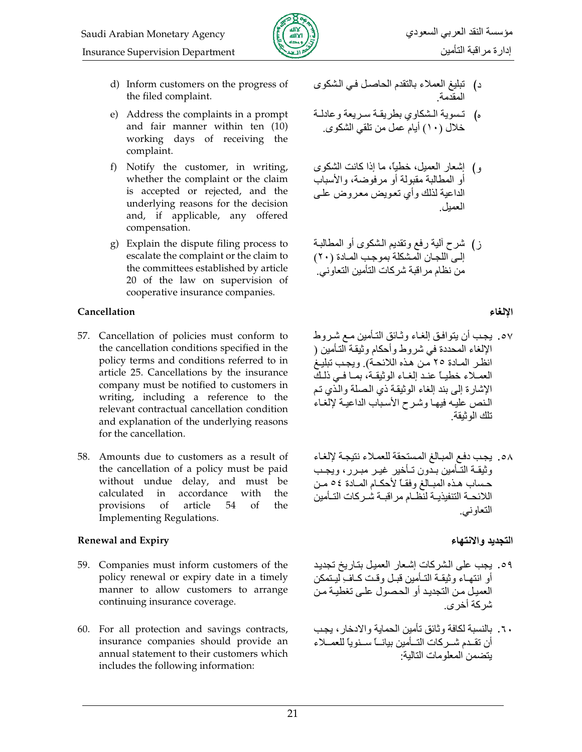d) Inform customers on the progress of the filed complaint.

e) Address the complaints in a prompt and fair manner within ten (10) working days of receiving the complaint.

f) Notify the customer, in writing, whether the complaint or the claim is accepted or rejected, and the underlying reasons for the decision and, if applicable, any offered compensation.

g) Explain the dispute filing process to escalate the complaint or the claim to the committees established by article 20 of the law on supervision of cooperative insurance companies.

د) تبليغ العملاء بالتقدم الحاصل في الشكوى المقدمة.

ه) تسوية الشكاوي بطريقة سريعة وعادلة خلال (١٠) أيام عمل من تلقي الشكوى.

و) إشعار العميل، خطياً، ما إذا كانت الشكوى أو المطالبة مقبولة أو مرفوضة، والأسباب الداعية لذلك وأي تعويض معروض على العميل.

ز) شرح آلية رفع وتقديم الشكوى أو المطالبة إلى اللجان المشكلة بموجب المادة (٢٠) من نظام مراقبة شركات التأمين التعاوني.

## Cancellation

## الإلغاء

57. Cancellation of policies must conform to the cancellation conditions specified in the policy terms and conditions referred to in article 25. Cancellations by the insurance company must be notified to customers in writing, including a reference to the relevant contractual cancellation condition and explanation of the underlying reasons for the cancellation.

٥٧. يجب أن يتوافق إلغاء وثائق التأمين مع شروط الإلغاء المحددة في شروط وأحكام وثيقة التأمين ( انظر المادة ٢٥ من هذه اللائحة). ويجب تبليغ العملاء خطياً عند إلغاء الوثيقة، بما في ذلك الإشارة إلى بند إلغاء الوثيقة ذي الصلة والذي تم النص عليه فيها وشرح الأسباب الداعية لإلغاء تلك الوثيقة.

58. Amounts due to customers as a result of the cancellation of a policy must be paid without undue delay, and must be calculated in accordance with the provisions of article 54 of the Implementing Regulations.

٥٨. يجب دفع المبالغ المستحقة للعملاء نتيجة لإلغاء وثيقة التأمين بدون تأخير غير مبرر، ويجب حساب هذه المبالغ وفقاً لأحكام المادة ٥٤ من اللائحة التنفيذية لنظام مراقبة شركات التأمين التعاوني.

## Renewal and Expiry

## التجديد والانتهاء

59. Companies must inform customers of the policy renewal or expiry date in a timely manner to allow customers to arrange continuing insurance coverage.

٥٩. يجب على الشركات إشعار العميل بتاريخ تجديد أو انتهاء وثيقة التأمين قبل وقت كاف ليتمكن العميل من التجديد أو الحصول على تغطية من شركة أخرى.

60. For all protection and savings contracts, insurance companies should provide an annual statement to their customers which includes the following information:

٦٠. بالنسبة لكافة وثائق تأمين الحماية والادخار، يجب أن تقدم شركات التأمين بياناً سنوياً للعملاء يتضمن المعلومات التالية: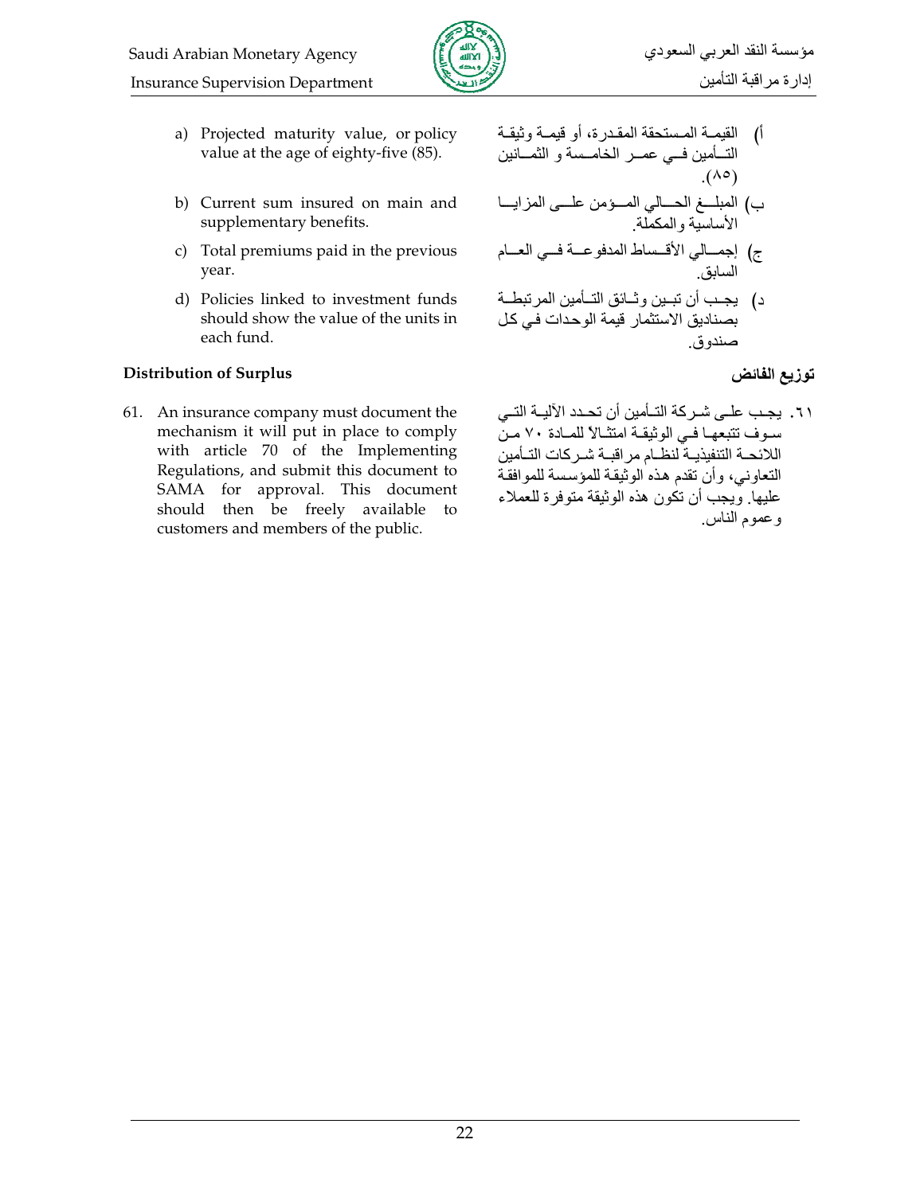a) Projected maturity value, or policy value at the age of eighty-five (85).

b) Current sum insured on main and supplementary benefits.

c) Total premiums paid in the previous year.

d) Policies linked to investment funds should show the value of the units in each fund.

أ) القيمة المستحقة المقدرة، أو قيمة وثيقة التأمين في عمر الخامسة و الثمانين (٨٥).

ب) المبلغ الحالي المؤمن على المزايا الأساسية والمكملة.

ج) إجمالي الأقساط المدفوعة في العام السابق.

د) يجب أن تبين وثائق التأمين المرتبطة بصناديق الاستثمار قيمة الوحدات في كل صندوق.

### Distribution of Surplus

61. An insurance company must document the mechanism it will put in place to comply with article 70 of the Implementing Regulations, and submit this document to SAMA for approval. This document should then be freely available to customers and members of the public.

### توزيع الفائض

٦١. يجب على شركة التأمين أن تحدد الآلية التي سوف تتبعها في الوثيقة امتثالاً للمادة ٧٠ من اللائحة التنفيذية لنظام مراقبة شركات التأمين التعاوني، وأن تقدم هذه الوثيقة للمؤسسة للموافقة عليها. ويجب أن تكون هذه الوثيقة متوفرة للعملاء وعموم الناس.